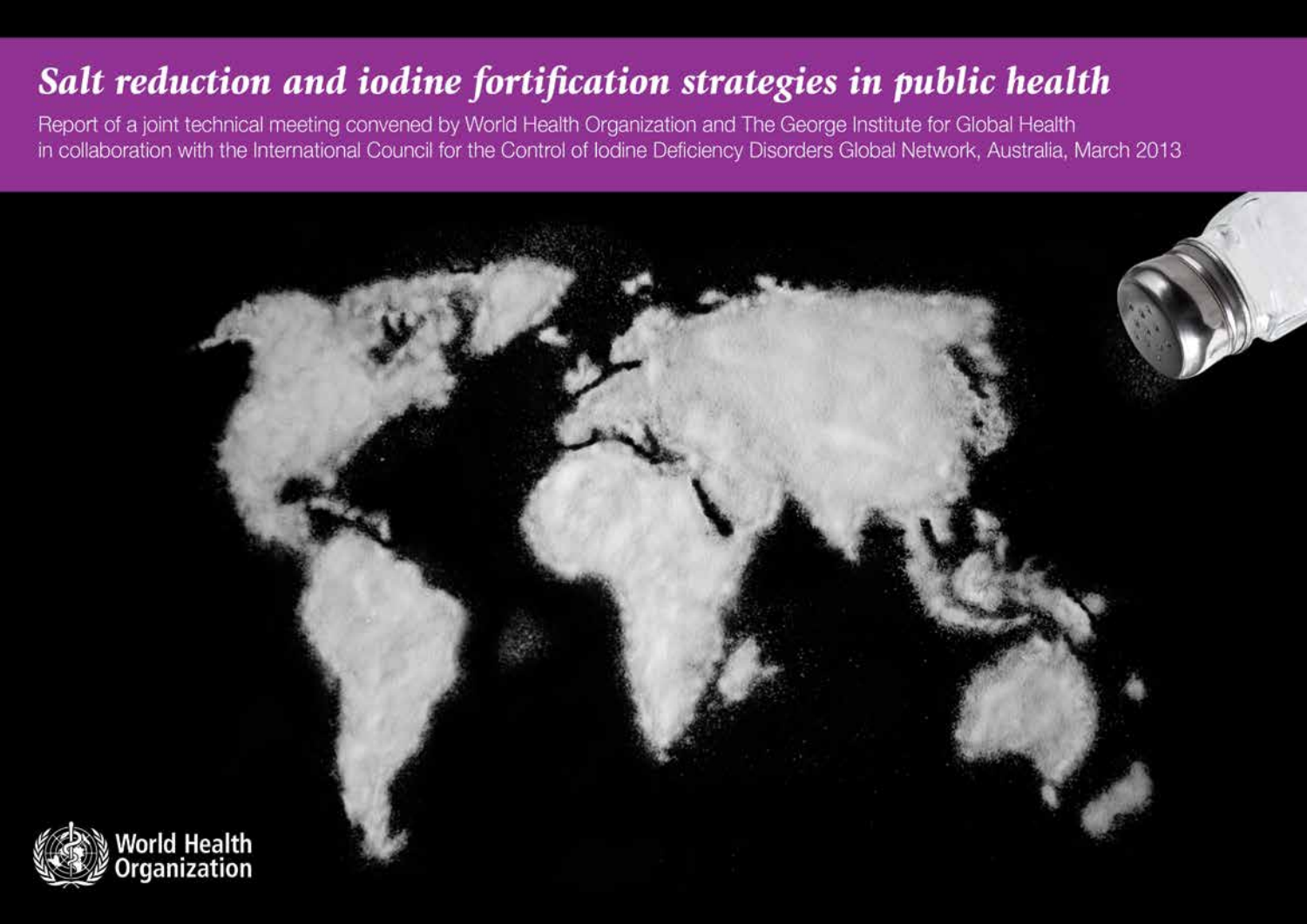# *Salt reduction and iodine fortification strategies in public health*

Report of a joint technical meeting convened by World Health Organization and The George Institute for Global Health in collaboration with the International Council for the Control of Iodine Deficiency Disorders Global Network, Australia, March 2013

World Health Organization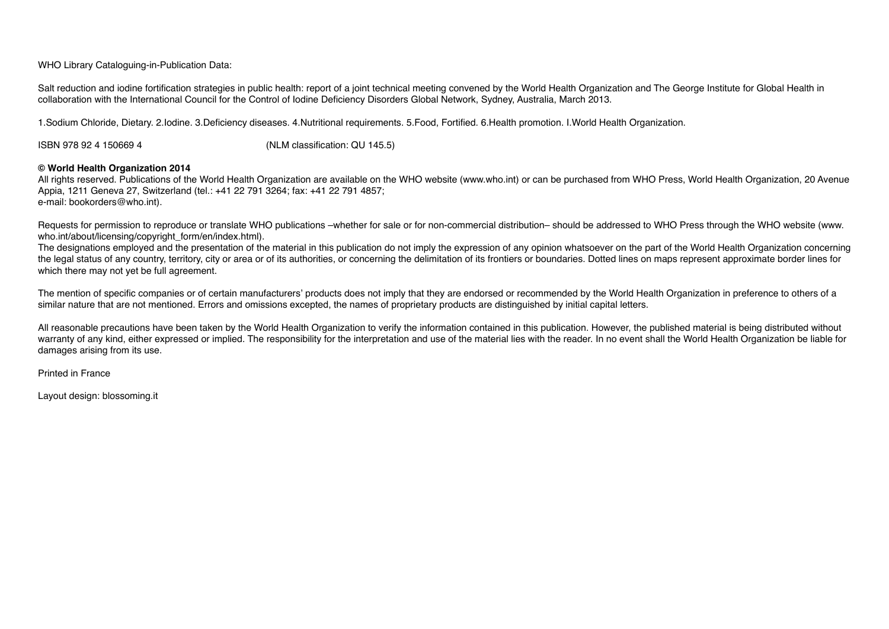WHO Library Cataloguing-in-Publication Data:

Salt reduction and iodine fortification strategies in public health: report of a joint technical meeting convened by the World Health Organization and The George Institute for Global Health in collaboration with the International Council for the Control of Iodine Deficiency Disorders Global Network, Sydney, Australia, March 2013.

1.Sodium Chloride, Dietary. 2.Iodine. 3.Deficiency diseases. 4.Nutritional requirements. 5.Food, Fortified. 6.Health promotion. I.World Health Organization.

ISBN 978 92 4 150669 4 (NLM classification: QU 145.5)

**© World Health Organization 2014**
All rights reserved. Publications of the World Health Organization are available on the WHO website (www.who.int) or can be purchased from WHO Press, World Health Organization, 20 Avenue Appia, 1211 Geneva 27, Switzerland (tel.: +41 22 791 3264; fax: +41 22 791 4857;
e-mail: bookorders@who.int).

Requests for permission to reproduce or translate WHO publications –whether for sale or for non-commercial distribution– should be addressed to WHO Press through the WHO website (www.who.int/about/licensing/copyright_form/en/index.html).
The designations employed and the presentation of the material in this publication do not imply the expression of any opinion whatsoever on the part of the World Health Organization concerning the legal status of any country, territory, city or area or of its authorities, or concerning the delimitation of its frontiers or boundaries. Dotted lines on maps represent approximate border lines for which there may not yet be full agreement.

The mention of specific companies or of certain manufacturers' products does not imply that they are endorsed or recommended by the World Health Organization in preference to others of a similar nature that are not mentioned. Errors and omissions excepted, the names of proprietary products are distinguished by initial capital letters.

All reasonable precautions have been taken by the World Health Organization to verify the information contained in this publication. However, the published material is being distributed without warranty of any kind, either expressed or implied. The responsibility for the interpretation and use of the material lies with the reader. In no event shall the World Health Organization be liable for damages arising from its use.

Printed in France

Layout design: blossoming.it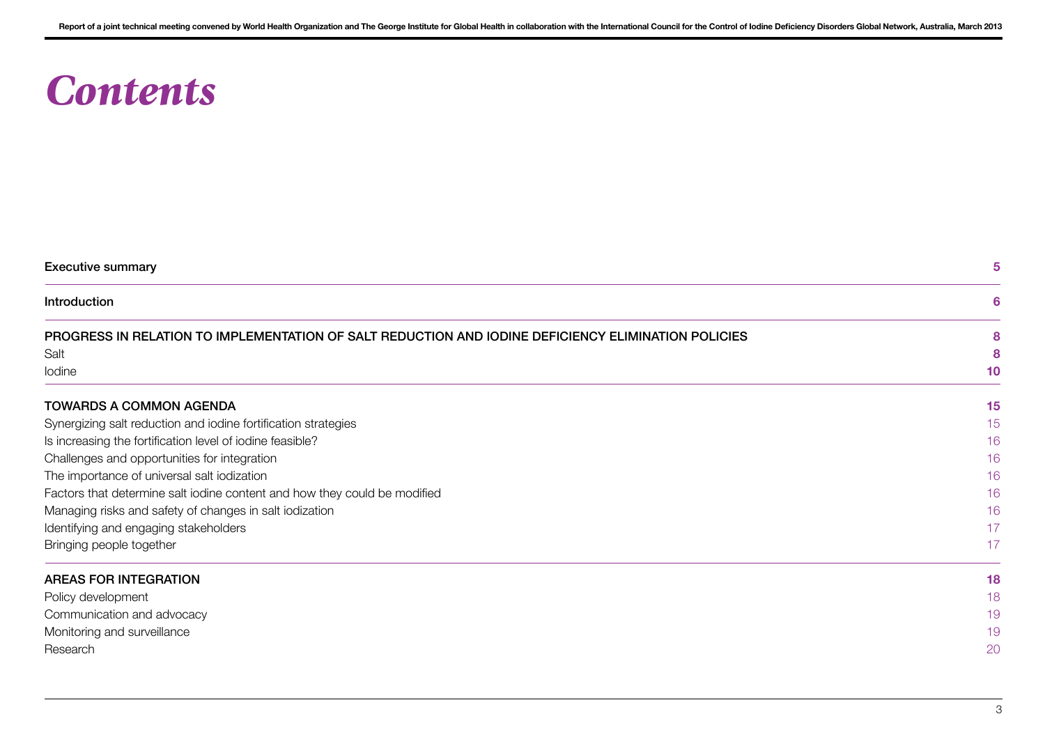# *Contents*

| | |
|---|---|
| **Executive summary** | **5** |
| **Introduction** | **6** |
| **PROGRESS IN RELATION TO IMPLEMENTATION OF SALT REDUCTION AND IODINE DEFICIENCY ELIMINATION POLICIES** | **8** |
| Salt | 8 |
| Iodine | 10 |
| **TOWARDS A COMMON AGENDA** | **15** |
| Synergizing salt reduction and iodine fortification strategies | 15 |
| Is increasing the fortification level of iodine feasible? | 16 |
| Challenges and opportunities for integration | 16 |
| The importance of universal salt iodization | 16 |
| Factors that determine salt iodine content and how they could be modified | 16 |
| Managing risks and safety of changes in salt iodization | 16 |
| Identifying and engaging stakeholders | 17 |
| Bringing people together | 17 |
| **AREAS FOR INTEGRATION** | **18** |
| Policy development | 18 |
| Communication and advocacy | 19 |
| Monitoring and surveillance | 19 |
| Research | 20 |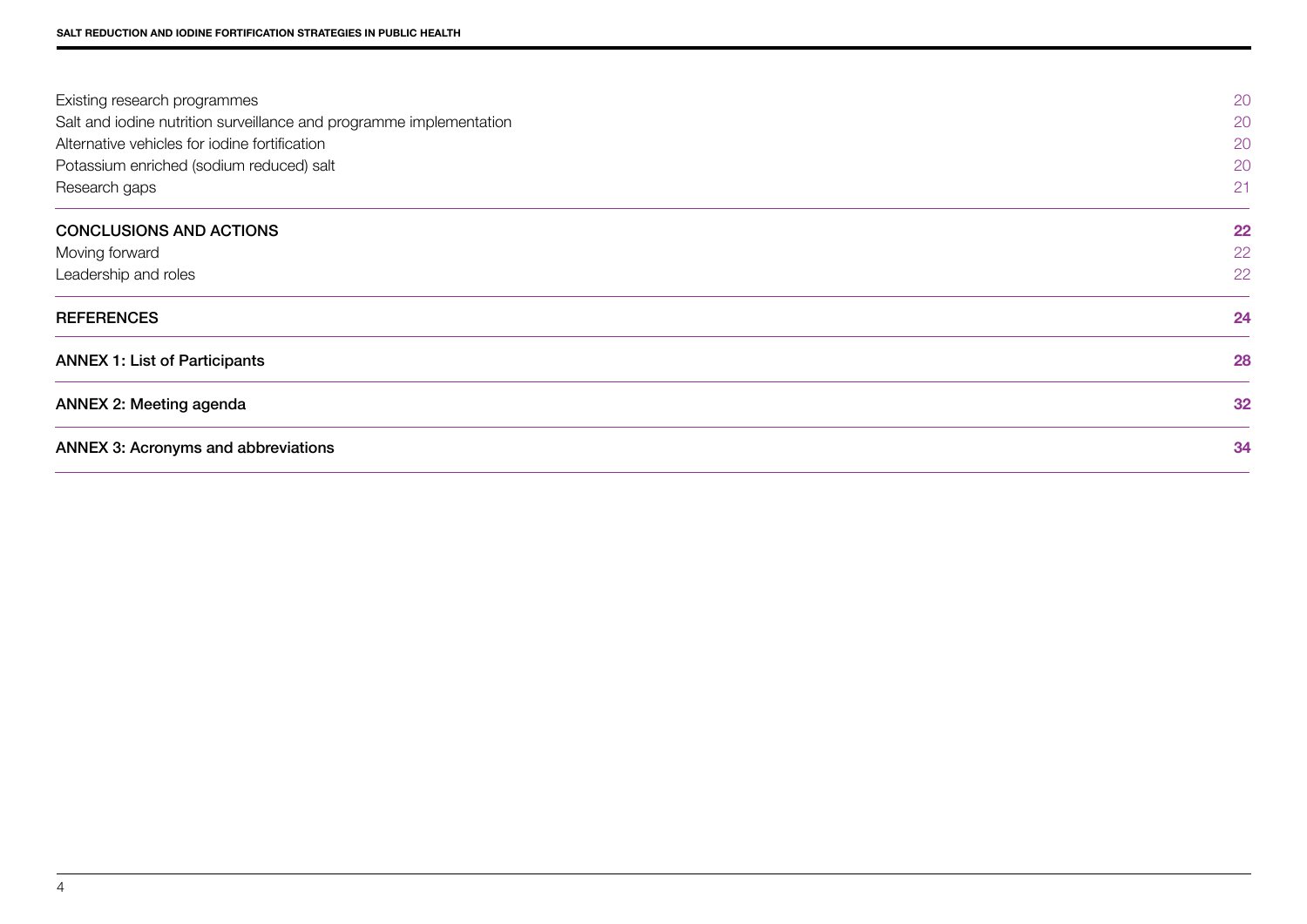| | |
|---|---|
| Existing research programmes | 20 |
| Salt and iodine nutrition surveillance and programme implementation | 20 |
| Alternative vehicles for iodine fortification | 20 |
| Potassium enriched (sodium reduced) salt | 20 |
| Research gaps | 21 |
| **CONCLUSIONS AND ACTIONS** | **22** |
| Moving forward | 22 |
| Leadership and roles | 22 |
| **REFERENCES** | **24** |
| **ANNEX 1: List of Participants** | **28** |
| **ANNEX 2: Meeting agenda** | **32** |
| **ANNEX 3: Acronyms and abbreviations** | **34** |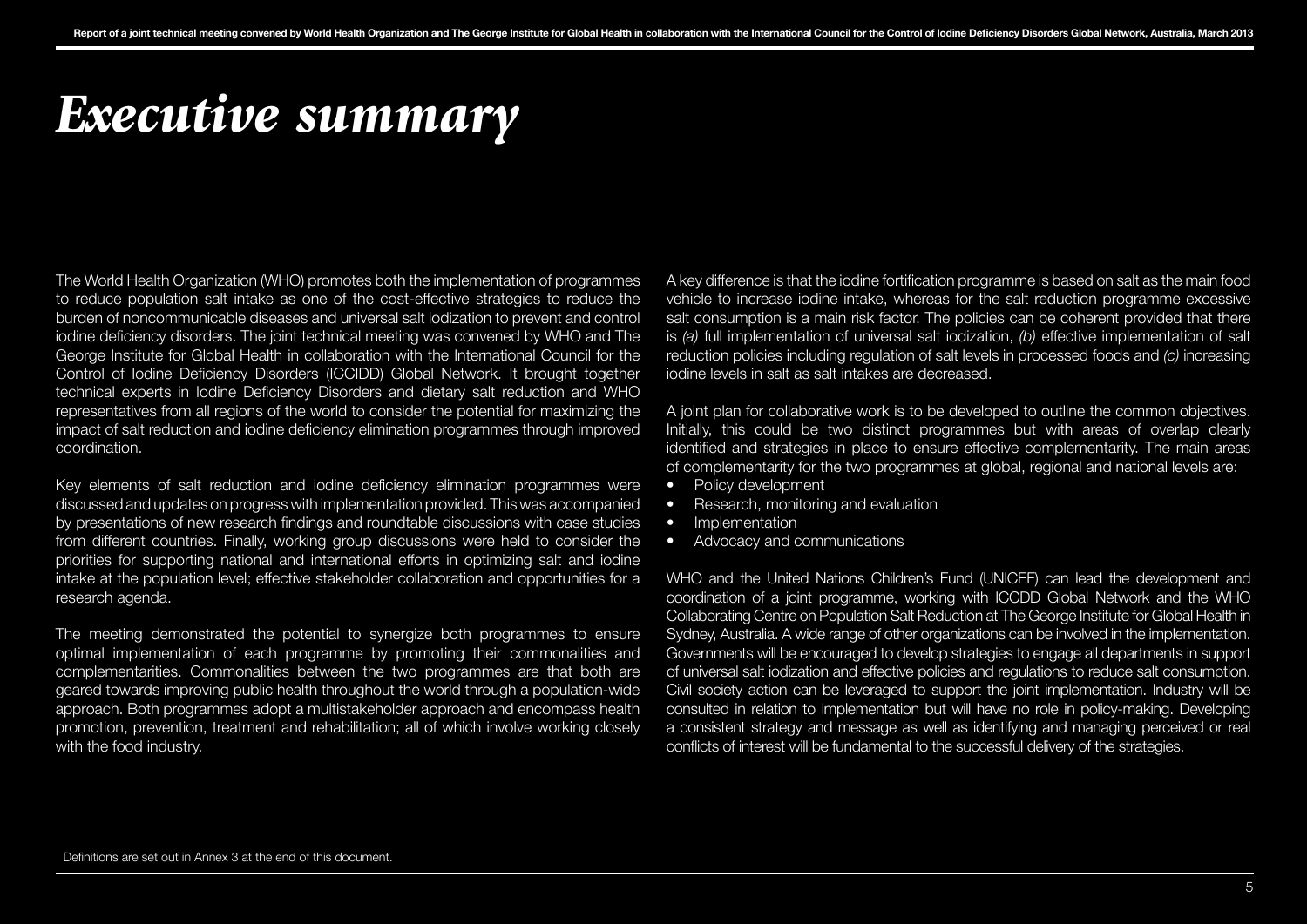# *Executive summary*

The World Health Organization (WHO) promotes both the implementation of programmes to reduce population salt intake as one of the cost-effective strategies to reduce the burden of noncommunicable diseases and universal salt iodization to prevent and control iodine deficiency disorders. The joint technical meeting was convened by WHO and The George Institute for Global Health in collaboration with the International Council for the Control of Iodine Deficiency Disorders (ICCIDD) Global Network. It brought together technical experts in Iodine Deficiency Disorders and dietary salt reduction and WHO representatives from all regions of the world to consider the potential for maximizing the impact of salt reduction and iodine deficiency elimination programmes through improved coordination.

Key elements of salt reduction and iodine deficiency elimination programmes were discussed and updates on progress with implementation provided. This was accompanied by presentations of new research findings and roundtable discussions with case studies from different countries. Finally, working group discussions were held to consider the priorities for supporting national and international efforts in optimizing salt and iodine intake at the population level; effective stakeholder collaboration and opportunities for a research agenda.

The meeting demonstrated the potential to synergize both programmes to ensure optimal implementation of each programme by promoting their commonalities and complementarities. Commonalities between the two programmes are that both are geared towards improving public health throughout the world through a population-wide approach. Both programmes adopt a multistakeholder approach and encompass health promotion, prevention, treatment and rehabilitation; all of which involve working closely with the food industry.

A key difference is that the iodine fortification programme is based on salt as the main food vehicle to increase iodine intake, whereas for the salt reduction programme excessive salt consumption is a main risk factor. The policies can be coherent provided that there is *(a)* full implementation of universal salt iodization, *(b)* effective implementation of salt reduction policies including regulation of salt levels in processed foods and *(c)* increasing iodine levels in salt as salt intakes are decreased.

A joint plan for collaborative work is to be developed to outline the common objectives. Initially, this could be two distinct programmes but with areas of overlap clearly identified and strategies in place to ensure effective complementarity. The main areas of complementarity for the two programmes at global, regional and national levels are:

- Policy development
- Research, monitoring and evaluation
- Implementation
- Advocacy and communications

WHO and the United Nations Children's Fund (UNICEF) can lead the development and coordination of a joint programme, working with ICCDD Global Network and the WHO Collaborating Centre on Population Salt Reduction at The George Institute for Global Health in Sydney, Australia. A wide range of other organizations can be involved in the implementation. Governments will be encouraged to develop strategies to engage all departments in support of universal salt iodization and effective policies and regulations to reduce salt consumption. Civil society action can be leveraged to support the joint implementation. Industry will be consulted in relation to implementation but will have no role in policy-making. Developing a consistent strategy and message as well as identifying and managing perceived or real conflicts of interest will be fundamental to the successful delivery of the strategies.

[1] Definitions are set out in Annex 3 at the end of this document.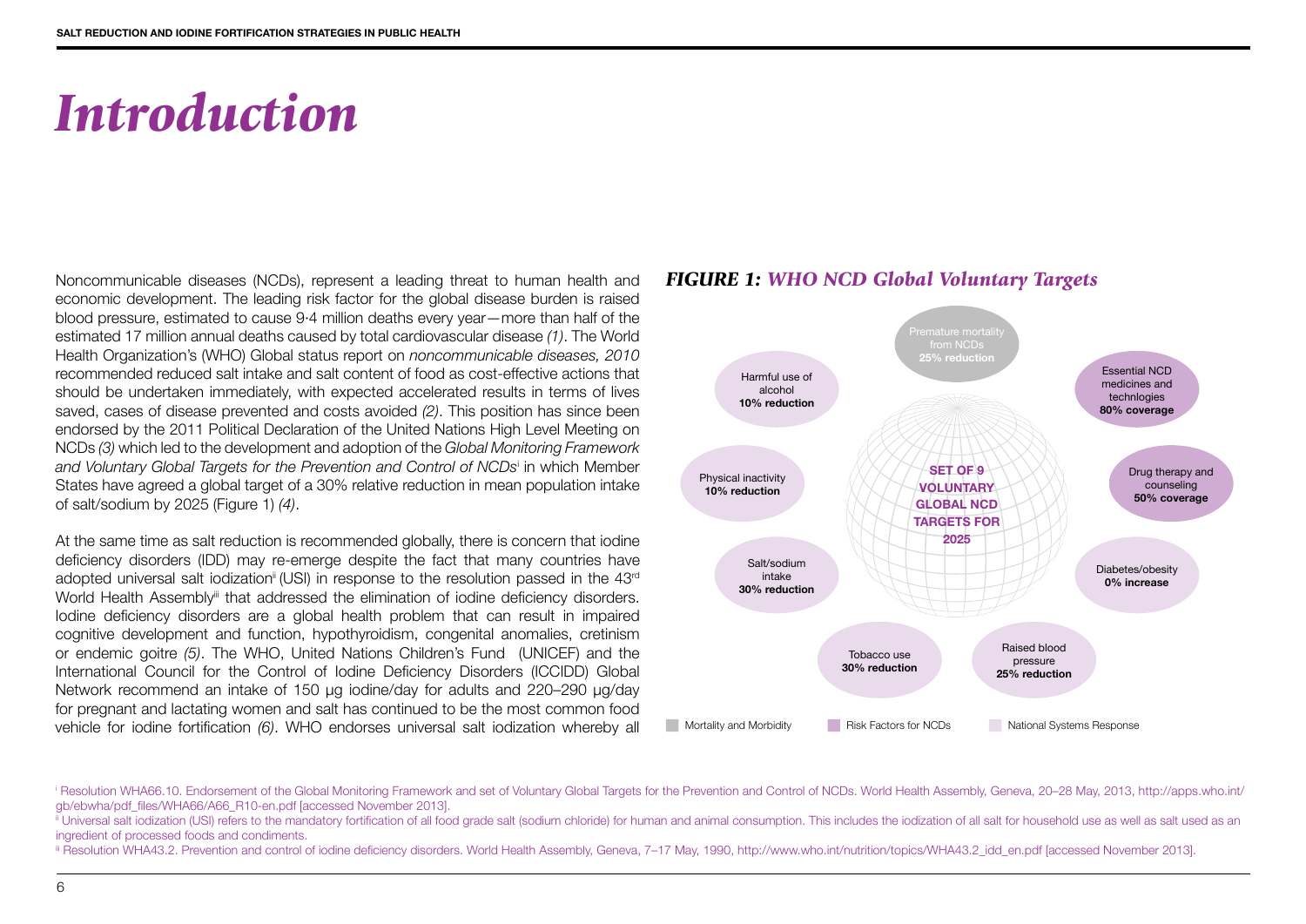# *Introduction*

Noncommunicable diseases (NCDs), represent a leading threat to human health and economic development. The leading risk factor for the global disease burden is raised blood pressure, estimated to cause 9·4 million deaths every year—more than half of the estimated 17 million annual deaths caused by total cardiovascular disease *(1)*. The World Health Organization's (WHO) Global status report on *noncommunicable diseases, 2010* recommended reduced salt intake and salt content of food as cost-effective actions that should be undertaken immediately, with expected accelerated results in terms of lives saved, cases of disease prevented and costs avoided *(2)*. This position has since been endorsed by the 2011 Political Declaration of the United Nations High Level Meeting on NCDs *(3)* which led to the development and adoption of the *Global Monitoring Framework and Voluntary Global Targets for the Prevention and Control of NCDs*[i] in which Member States have agreed a global target of a 30% relative reduction in mean population intake of salt/sodium by 2025 (Figure 1) *(4)*.

At the same time as salt reduction is recommended globally, there is concern that iodine deficiency disorders (IDD) may re-emerge despite the fact that many countries have adopted universal salt iodization[ii] (USI) in response to the resolution passed in the 43rd World Health Assembly[iii] that addressed the elimination of iodine deficiency disorders. Iodine deficiency disorders are a global health problem that can result in impaired cognitive development and function, hypothyroidism, congenital anomalies, cretinism or endemic goitre *(5)*. The WHO, United Nations Children's Fund (UNICEF) and the International Council for the Control of Iodine Deficiency Disorders (ICCIDD) Global Network recommend an intake of 150 µg iodine/day for adults and 220–290 µg/day for pregnant and lactating women and salt has continued to be the most common food vehicle for iodine fortification *(6)*. WHO endorses universal salt iodization whereby all

***FIGURE 1: WHO NCD Global Voluntary Targets***

SET OF 9 VOLUNTARY GLOBAL NCD TARGETS FOR 2025

- Premature mortality from NCDs **25% reduction**
- Essential NCD medicines and technlogies **80% coverage**
- Drug therapy and counseling **50% coverage**
- Diabetes/obesity **0% increase**
- Raised blood pressure **25% reduction**
- Tobacco use **30% reduction**
- Salt/sodium intake **30% reduction**
- Physical inactivity **10% reduction**
- Harmful use of alcohol **10% reduction**

Legend: Mortality and Morbidity; Risk Factors for NCDs; National Systems Response

---

[i] Resolution WHA66.10. Endorsement of the Global Monitoring Framework and set of Voluntary Global Targets for the Prevention and Control of NCDs. World Health Assembly, Geneva, 20–28 May, 2013, http://apps.who.int/gb/ebwha/pdf_files/WHA66/A66_R10-en.pdf [accessed November 2013].

[ii] Universal salt iodization (USI) refers to the mandatory fortification of all food grade salt (sodium chloride) for human and animal consumption. This includes the iodization of all salt for household use as well as salt used as an ingredient of processed foods and condiments.

[iii] Resolution WHA43.2. Prevention and control of iodine deficiency disorders. World Health Assembly, Geneva, 7–17 May, 1990, http://www.who.int/nutrition/topics/WHA43.2_idd_en.pdf [accessed November 2013].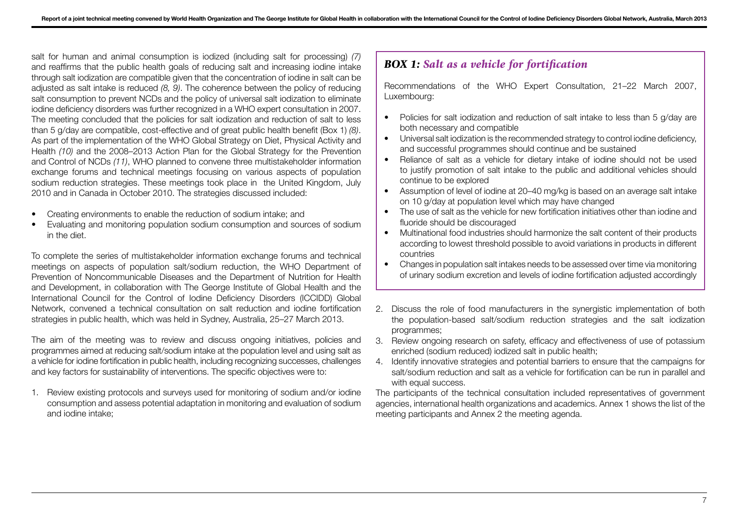salt for human and animal consumption is iodized (including salt for processing) *(7)* and reaffirms that the public health goals of reducing salt and increasing iodine intake through salt iodization are compatible given that the concentration of iodine in salt can be adjusted as salt intake is reduced *(8, 9)*. The coherence between the policy of reducing salt consumption to prevent NCDs and the policy of universal salt iodization to eliminate iodine deficiency disorders was further recognized in a WHO expert consultation in 2007. The meeting concluded that the policies for salt iodization and reduction of salt to less than 5 g/day are compatible, cost-effective and of great public health benefit (Box 1) *(8)*. As part of the implementation of the WHO Global Strategy on Diet, Physical Activity and Health *(10)* and the 2008–2013 Action Plan for the Global Strategy for the Prevention and Control of NCDs *(11)*, WHO planned to convene three multistakeholder information exchange forums and technical meetings focusing on various aspects of population sodium reduction strategies. These meetings took place in the United Kingdom, July 2010 and in Canada in October 2010. The strategies discussed included:

- Creating environments to enable the reduction of sodium intake; and
- Evaluating and monitoring population sodium consumption and sources of sodium in the diet.

To complete the series of multistakeholder information exchange forums and technical meetings on aspects of population salt/sodium reduction, the WHO Department of Prevention of Noncommunicable Diseases and the Department of Nutrition for Health and Development, in collaboration with The George Institute of Global Health and the International Council for the Control of Iodine Deficiency Disorders (ICCIDD) Global Network, convened a technical consultation on salt reduction and iodine fortification strategies in public health, which was held in Sydney, Australia, 25–27 March 2013.

The aim of the meeting was to review and discuss ongoing initiatives, policies and programmes aimed at reducing salt/sodium intake at the population level and using salt as a vehicle for iodine fortification in public health, including recognizing successes, challenges and key factors for sustainability of interventions. The specific objectives were to:

1. Review existing protocols and surveys used for monitoring of sodium and/or iodine consumption and assess potential adaptation in monitoring and evaluation of sodium and iodine intake;
2. Discuss the role of food manufacturers in the synergistic implementation of both the population-based salt/sodium reduction strategies and the salt iodization programmes;
3. Review ongoing research on safety, efficacy and effectiveness of use of potassium enriched (sodium reduced) iodized salt in public health;
4. Identify innovative strategies and potential barriers to ensure that the campaigns for salt/sodium reduction and salt as a vehicle for fortification can be run in parallel and with equal success.

The participants of the technical consultation included representatives of government agencies, international health organizations and academics. Annex 1 shows the list of the meeting participants and Annex 2 the meeting agenda.

### *BOX 1: Salt as a vehicle for fortification*

Recommendations of the WHO Expert Consultation, 21–22 March 2007, Luxembourg:

- Policies for salt iodization and reduction of salt intake to less than 5 g/day are both necessary and compatible
- Universal salt iodization is the recommended strategy to control iodine deficiency, and successful programmes should continue and be sustained
- Reliance of salt as a vehicle for dietary intake of iodine should not be used to justify promotion of salt intake to the public and additional vehicles should continue to be explored
- Assumption of level of iodine at 20–40 mg/kg is based on an average salt intake on 10 g/day at population level which may have changed
- The use of salt as the vehicle for new fortification initiatives other than iodine and fluoride should be discouraged
- Multinational food industries should harmonize the salt content of their products according to lowest threshold possible to avoid variations in products in different countries
- Changes in population salt intakes needs to be assessed over time via monitoring of urinary sodium excretion and levels of iodine fortification adjusted accordingly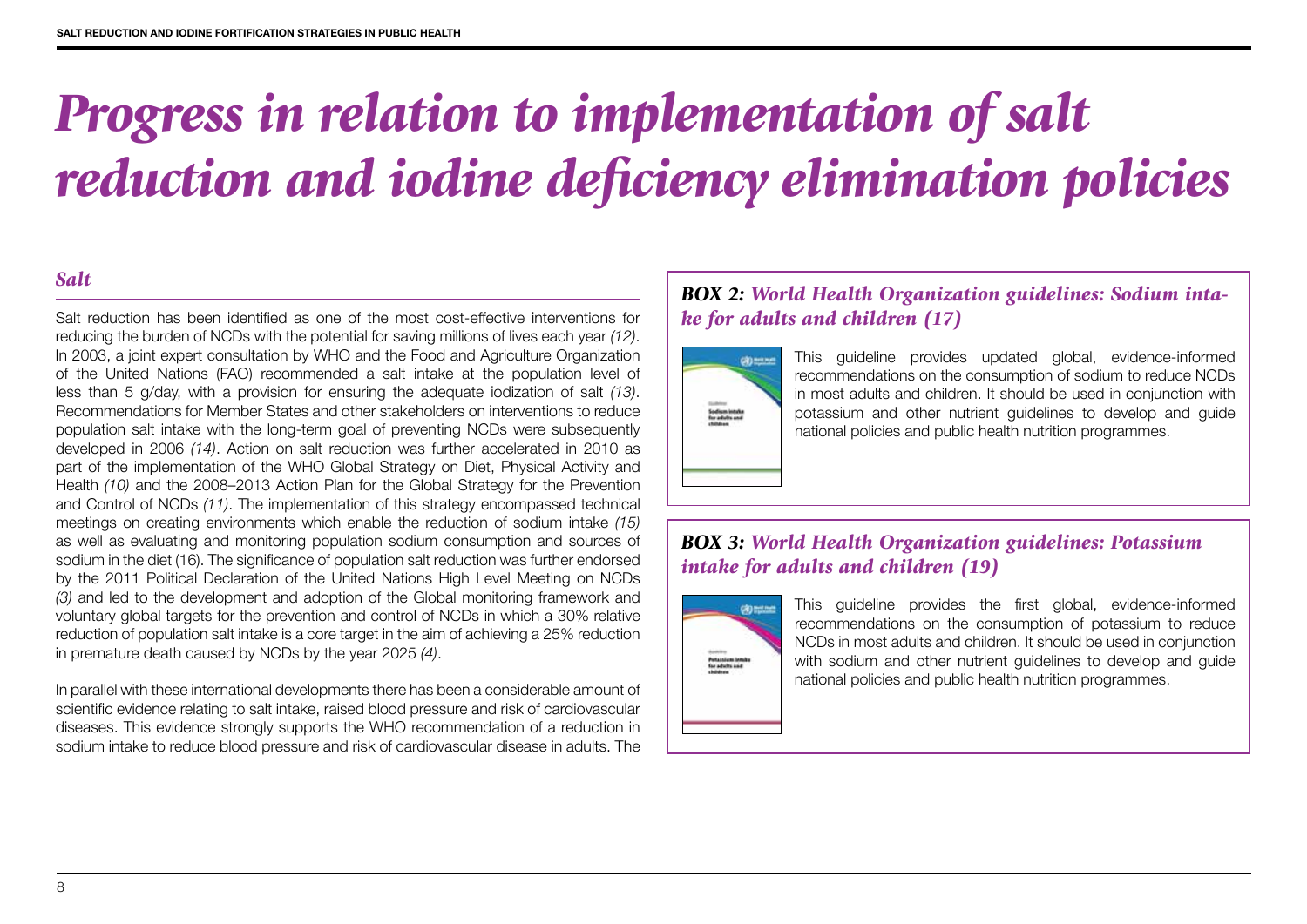# *Progress in relation to implementation of salt reduction and iodine deficiency elimination policies*

## *Salt*

Salt reduction has been identified as one of the most cost-effective interventions for reducing the burden of NCDs with the potential for saving millions of lives each year *(12)*. In 2003, a joint expert consultation by WHO and the Food and Agriculture Organization of the United Nations (FAO) recommended a salt intake at the population level of less than 5 g/day, with a provision for ensuring the adequate iodization of salt *(13)*. Recommendations for Member States and other stakeholders on interventions to reduce population salt intake with the long-term goal of preventing NCDs were subsequently developed in 2006 *(14)*. Action on salt reduction was further accelerated in 2010 as part of the implementation of the WHO Global Strategy on Diet, Physical Activity and Health *(10)* and the 2008–2013 Action Plan for the Global Strategy for the Prevention and Control of NCDs *(11)*. The implementation of this strategy encompassed technical meetings on creating environments which enable the reduction of sodium intake *(15)* as well as evaluating and monitoring population sodium consumption and sources of sodium in the diet (16). The significance of population salt reduction was further endorsed by the 2011 Political Declaration of the United Nations High Level Meeting on NCDs *(3)* and led to the development and adoption of the Global monitoring framework and voluntary global targets for the prevention and control of NCDs in which a 30% relative reduction of population salt intake is a core target in the aim of achieving a 25% reduction in premature death caused by NCDs by the year 2025 *(4)*.

In parallel with these international developments there has been a considerable amount of scientific evidence relating to salt intake, raised blood pressure and risk of cardiovascular diseases. This evidence strongly supports the WHO recommendation of a reduction in sodium intake to reduce blood pressure and risk of cardiovascular disease in adults. The

### ***BOX 2:*** *World Health Organization guidelines: Sodium intake for adults and children (17)*

This guideline provides updated global, evidence-informed recommendations on the consumption of sodium to reduce NCDs in most adults and children. It should be used in conjunction with potassium and other nutrient guidelines to develop and guide national policies and public health nutrition programmes.

### ***BOX 3:*** *World Health Organization guidelines: Potassium intake for adults and children (19)*

This guideline provides the first global, evidence-informed recommendations on the consumption of potassium to reduce NCDs in most adults and children. It should be used in conjunction with sodium and other nutrient guidelines to develop and guide national policies and public health nutrition programmes.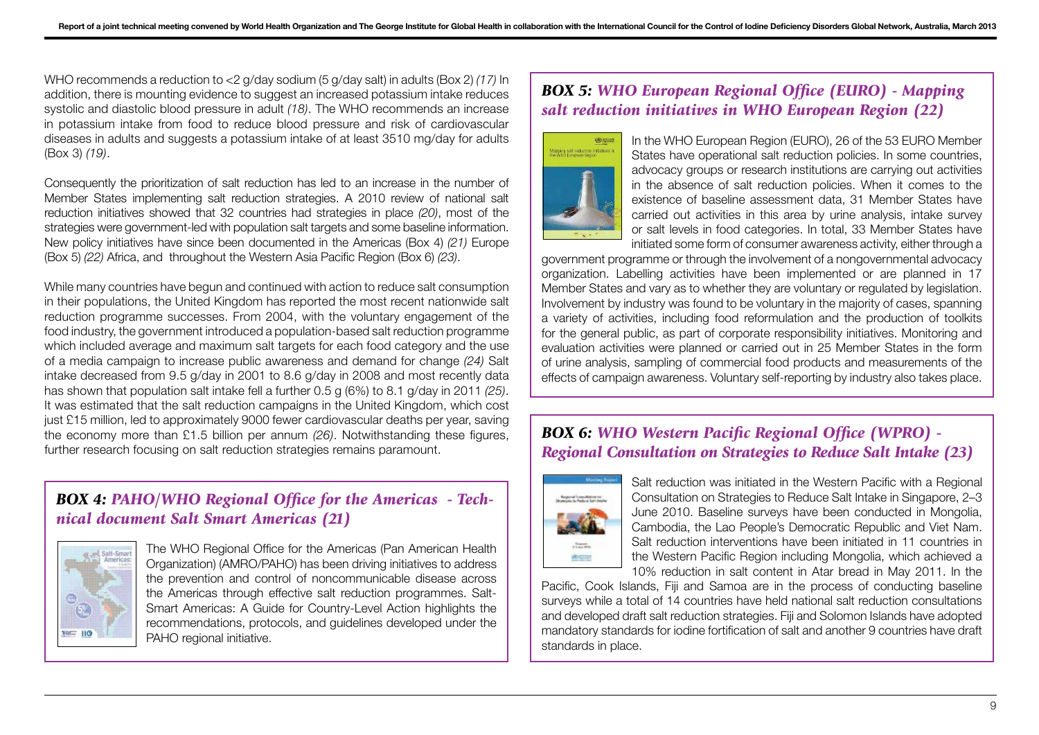WHO recommends a reduction to <2 g/day sodium (5 g/day salt) in adults (Box 2) *(17)* In addition, there is mounting evidence to suggest an increased potassium intake reduces systolic and diastolic blood pressure in adult *(18)*. The WHO recommends an increase in potassium intake from food to reduce blood pressure and risk of cardiovascular diseases in adults and suggests a potassium intake of at least 3510 mg/day for adults (Box 3) *(19)*.

Consequently the prioritization of salt reduction has led to an increase in the number of Member States implementing salt reduction strategies. A 2010 review of national salt reduction initiatives showed that 32 countries had strategies in place *(20)*, most of the strategies were government-led with population salt targets and some baseline information. New policy initiatives have since been documented in the Americas (Box 4) *(21)* Europe (Box 5) *(22)* Africa, and throughout the Western Asia Pacific Region (Box 6) *(23)*.

While many countries have begun and continued with action to reduce salt consumption in their populations, the United Kingdom has reported the most recent nationwide salt reduction programme successes. From 2004, with the voluntary engagement of the food industry, the government introduced a population-based salt reduction programme which included average and maximum salt targets for each food category and the use of a media campaign to increase public awareness and demand for change *(24)* Salt intake decreased from 9.5 g/day in 2001 to 8.6 g/day in 2008 and most recently data has shown that population salt intake fell a further 0.5 g (6%) to 8.1 g/day in 2011 *(25)*. It was estimated that the salt reduction campaigns in the United Kingdom, which cost just £15 million, led to approximately 9000 fewer cardiovascular deaths per year, saving the economy more than £1.5 billion per annum *(26)*. Notwithstanding these figures, further research focusing on salt reduction strategies remains paramount.

### *BOX 4: PAHO/WHO Regional Office for the Americas - Technical document Salt Smart Americas (21)*

The WHO Regional Office for the Americas (Pan American Health Organization) (AMRO/PAHO) has been driving initiatives to address the prevention and control of noncommunicable disease across the Americas through effective salt reduction programmes. Salt-Smart Americas: A Guide for Country-Level Action highlights the recommendations, protocols, and guidelines developed under the PAHO regional initiative.

### *BOX 5: WHO European Regional Office (EURO) - Mapping salt reduction initiatives in WHO European Region (22)*

In the WHO European Region (EURO), 26 of the 53 EURO Member States have operational salt reduction policies. In some countries, advocacy groups or research institutions are carrying out activities in the absence of salt reduction policies. When it comes to the existence of baseline assessment data, 31 Member States have carried out activities in this area by urine analysis, intake survey or salt levels in food categories. In total, 33 Member States have initiated some form of consumer awareness activity, either through a government programme or through the involvement of a nongovernmental advocacy organization. Labelling activities have been implemented or are planned in 17 Member States and vary as to whether they are voluntary or regulated by legislation. Involvement by industry was found to be voluntary in the majority of cases, spanning a variety of activities, including food reformulation and the production of toolkits for the general public, as part of corporate responsibility initiatives. Monitoring and evaluation activities were planned or carried out in 25 Member States in the form of urine analysis, sampling of commercial food products and measurements of the effects of campaign awareness. Voluntary self-reporting by industry also takes place.

### *BOX 6: WHO Western Pacific Regional Office (WPRO) - Regional Consultation on Strategies to Reduce Salt Intake (23)*

Salt reduction was initiated in the Western Pacific with a Regional Consultation on Strategies to Reduce Salt Intake in Singapore, 2–3 June 2010. Baseline surveys have been conducted in Mongolia, Cambodia, the Lao People's Democratic Republic and Viet Nam. Salt reduction interventions have been initiated in 11 countries in the Western Pacific Region including Mongolia, which achieved a 10% reduction in salt content in Atar bread in May 2011. In the Pacific, Cook Islands, Fiji and Samoa are in the process of conducting baseline surveys while a total of 14 countries have held national salt reduction consultations and developed draft salt reduction strategies. Fiji and Solomon Islands have adopted mandatory standards for iodine fortification of salt and another 9 countries have draft standards in place.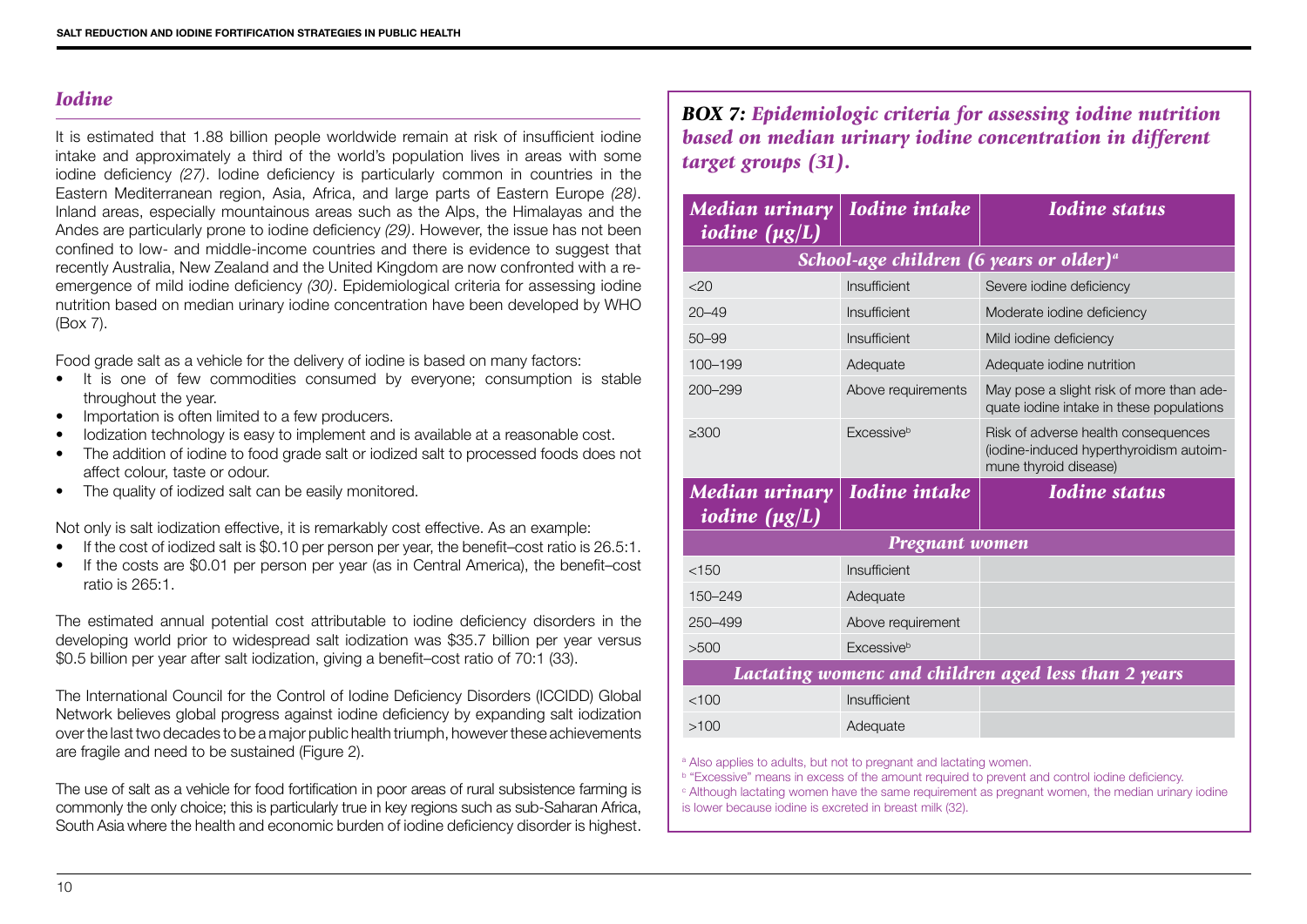## *Iodine*

It is estimated that 1.88 billion people worldwide remain at risk of insufficient iodine intake and approximately a third of the world's population lives in areas with some iodine deficiency *(27)*. Iodine deficiency is particularly common in countries in the Eastern Mediterranean region, Asia, Africa, and large parts of Eastern Europe *(28)*. Inland areas, especially mountainous areas such as the Alps, the Himalayas and the Andes are particularly prone to iodine deficiency *(29)*. However, the issue has not been confined to low- and middle-income countries and there is evidence to suggest that recently Australia, New Zealand and the United Kingdom are now confronted with a re-emergence of mild iodine deficiency *(30)*. Epidemiological criteria for assessing iodine nutrition based on median urinary iodine concentration have been developed by WHO (Box 7).

Food grade salt as a vehicle for the delivery of iodine is based on many factors:

- It is one of few commodities consumed by everyone; consumption is stable throughout the year.
- Importation is often limited to a few producers.
- Iodization technology is easy to implement and is available at a reasonable cost.
- The addition of iodine to food grade salt or iodized salt to processed foods does not affect colour, taste or odour.
- The quality of iodized salt can be easily monitored.

Not only is salt iodization effective, it is remarkably cost effective. As an example:

- If the cost of iodized salt is $0.10 per person per year, the benefit–cost ratio is 26.5:1.
- If the costs are $0.01 per person per year (as in Central America), the benefit–cost ratio is 265:1.

The estimated annual potential cost attributable to iodine deficiency disorders in the developing world prior to widespread salt iodization was $35.7 billion per year versus $0.5 billion per year after salt iodization, giving a benefit–cost ratio of 70:1 (33).

The International Council for the Control of Iodine Deficiency Disorders (ICCIDD) Global Network believes global progress against iodine deficiency by expanding salt iodization over the last two decades to be a major public health triumph, however these achievements are fragile and need to be sustained (Figure 2).

The use of salt as a vehicle for food fortification in poor areas of rural subsistence farming is commonly the only choice; this is particularly true in key regions such as sub-Saharan Africa, South Asia where the health and economic burden of iodine deficiency disorder is highest.

### *BOX 7: Epidemiologic criteria for assessing iodine nutrition based on median urinary iodine concentration in different target groups (31).*

| Median urinary iodine (µg/L) | Iodine intake | Iodine status |
|---|---|---|
| **School-age children (6 years or older)[a]** | | |
| <20 | Insufficient | Severe iodine deficiency |
| 20–49 | Insufficient | Moderate iodine deficiency |
| 50–99 | Insufficient | Mild iodine deficiency |
| 100–199 | Adequate | Adequate iodine nutrition |
| 200–299 | Above requirements | May pose a slight risk of more than adequate iodine intake in these populations |
| ≥300 | Excessive[b] | Risk of adverse health consequences (iodine-induced hyperthyroidism autoimmune thyroid disease) |
| **Median urinary iodine (µg/L)** | **Iodine intake** | **Iodine status** |
| **Pregnant women** | | |
| <150 | Insufficient | |
| 150–249 | Adequate | |
| 250–499 | Above requirement | |
| >500 | Excessive[b] | |
| **Lactating womenc and children aged less than 2 years** | | |
| <100 | Insufficient | |
| >100 | Adequate | |

[a] Also applies to adults, but not to pregnant and lactating women.
[b] "Excessive" means in excess of the amount required to prevent and control iodine deficiency.
[c] Although lactating women have the same requirement as pregnant women, the median urinary iodine is lower because iodine is excreted in breast milk (32).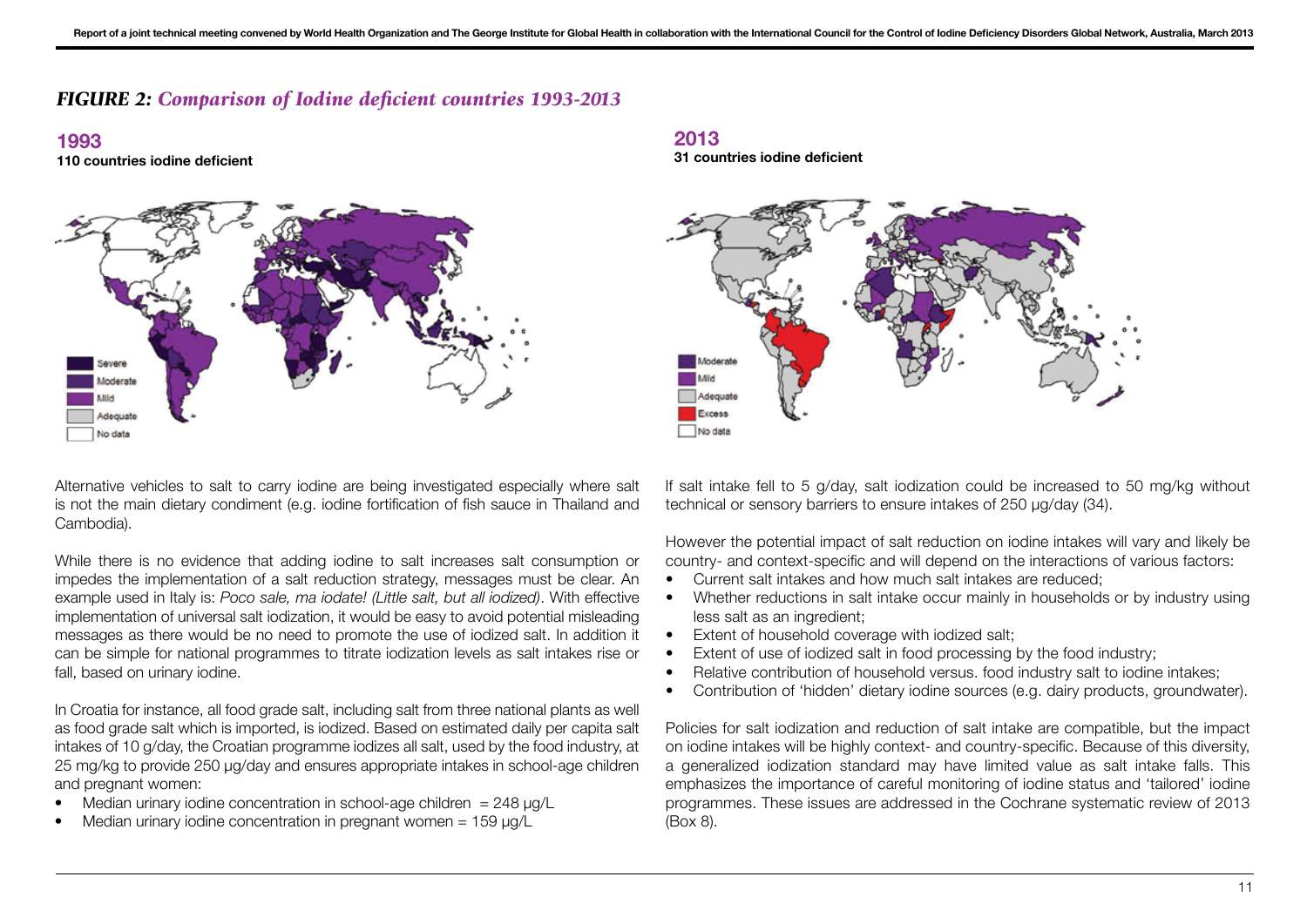## *FIGURE 2: Comparison of Iodine deficient countries 1993-2013*

**1993**

**110 countries iodine deficient**

Severe
Moderate
Mild
Adequate
No data

**2013**

**31 countries iodine deficient**

Moderate
Mild
Adequate
Excess
No data

Alternative vehicles to salt to carry iodine are being investigated especially where salt is not the main dietary condiment (e.g. iodine fortification of fish sauce in Thailand and Cambodia).

While there is no evidence that adding iodine to salt increases salt consumption or impedes the implementation of a salt reduction strategy, messages must be clear. An example used in Italy is: *Poco sale, ma iodate! (Little salt, but all iodized)*. With effective implementation of universal salt iodization, it would be easy to avoid potential misleading messages as there would be no need to promote the use of iodized salt. In addition it can be simple for national programmes to titrate iodization levels as salt intakes rise or fall, based on urinary iodine.

In Croatia for instance, all food grade salt, including salt from three national plants as well as food grade salt which is imported, is iodized. Based on estimated daily per capita salt intakes of 10 g/day, the Croatian programme iodizes all salt, used by the food industry, at 25 mg/kg to provide 250 µg/day and ensures appropriate intakes in school-age children and pregnant women:

- Median urinary iodine concentration in school-age children = 248 µg/L
- Median urinary iodine concentration in pregnant women = 159 µg/L

If salt intake fell to 5 g/day, salt iodization could be increased to 50 mg/kg without technical or sensory barriers to ensure intakes of 250 µg/day (34).

However the potential impact of salt reduction on iodine intakes will vary and likely be country- and context-specific and will depend on the interactions of various factors:

- Current salt intakes and how much salt intakes are reduced;
- Whether reductions in salt intake occur mainly in households or by industry using less salt as an ingredient;
- Extent of household coverage with iodized salt;
- Extent of use of iodized salt in food processing by the food industry;
- Relative contribution of household versus. food industry salt to iodine intakes;
- Contribution of 'hidden' dietary iodine sources (e.g. dairy products, groundwater).

Policies for salt iodization and reduction of salt intake are compatible, but the impact on iodine intakes will be highly context- and country-specific. Because of this diversity, a generalized iodization standard may have limited value as salt intake falls. This emphasizes the importance of careful monitoring of iodine status and 'tailored' iodine programmes. These issues are addressed in the Cochrane systematic review of 2013 (Box 8).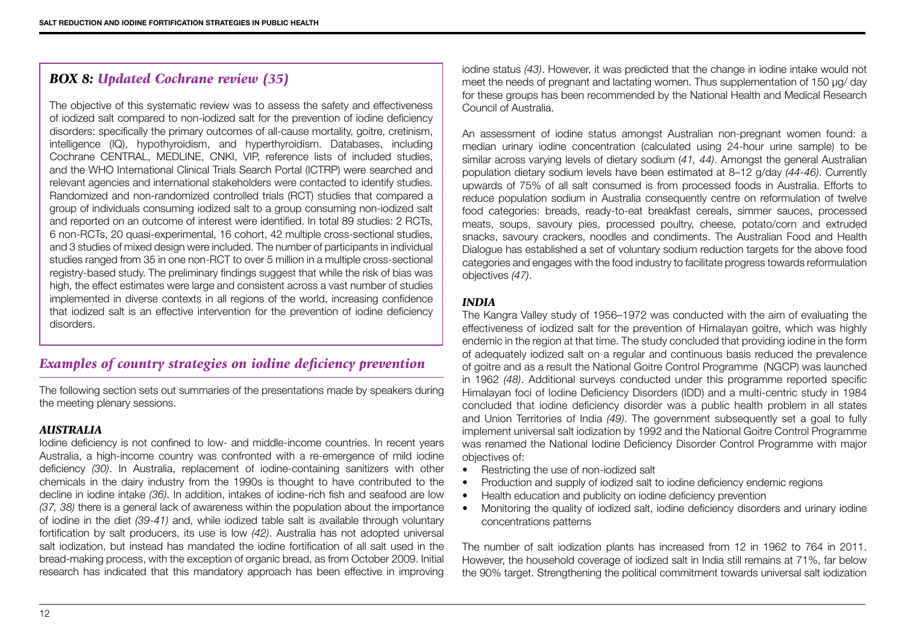### *BOX 8: Updated Cochrane review (35)*

The objective of this systematic review was to assess the safety and effectiveness of iodized salt compared to non-iodized salt for the prevention of iodine deficiency disorders: specifically the primary outcomes of all-cause mortality, goitre, cretinism, intelligence (IQ), hypothyroidism, and hyperthyroidism. Databases, including Cochrane CENTRAL, MEDLINE, CNKI, VIP, reference lists of included studies, and the WHO International Clinical Trials Search Portal (ICTRP) were searched and relevant agencies and international stakeholders were contacted to identify studies. Randomized and non-randomized controlled trials (RCT) studies that compared a group of individuals consuming iodized salt to a group consuming non-iodized salt and reported on an outcome of interest were identified. In total 89 studies: 2 RCTs, 6 non-RCTs, 20 quasi-experimental, 16 cohort, 42 multiple cross-sectional studies, and 3 studies of mixed design were included. The number of participants in individual studies ranged from 35 in one non-RCT to over 5 million in a multiple cross-sectional registry-based study. The preliminary findings suggest that while the risk of bias was high, the effect estimates were large and consistent across a vast number of studies implemented in diverse contexts in all regions of the world, increasing confidence that iodized salt is an effective intervention for the prevention of iodine deficiency disorders.

## *Examples of country strategies on iodine deficiency prevention*

The following section sets out summaries of the presentations made by speakers during the meeting plenary sessions.

### *AUSTRALIA*

Iodine deficiency is not confined to low- and middle-income countries. In recent years Australia, a high-income country was confronted with a re-emergence of mild iodine deficiency *(30)*. In Australia, replacement of iodine-containing sanitizers with other chemicals in the dairy industry from the 1990s is thought to have contributed to the decline in iodine intake *(36)*. In addition, intakes of iodine-rich fish and seafood are low *(37, 38)* there is a general lack of awareness within the population about the importance of iodine in the diet *(39-41)* and, while iodized table salt is available through voluntary fortification by salt producers, its use is low *(42)*. Australia has not adopted universal salt iodization, but instead has mandated the iodine fortification of all salt used in the bread-making process, with the exception of organic bread, as from October 2009. Initial research has indicated that this mandatory approach has been effective in improving iodine status *(43)*. However, it was predicted that the change in iodine intake would not meet the needs of pregnant and lactating women. Thus supplementation of 150 µg/ day for these groups has been recommended by the National Health and Medical Research Council of Australia.

An assessment of iodine status amongst Australian non-pregnant women found: a median urinary iodine concentration (calculated using 24-hour urine sample) to be similar across varying levels of dietary sodium (*41, 44)*. Amongst the general Australian population dietary sodium levels have been estimated at 8–12 g/day *(44-46)*. Currently upwards of 75% of all salt consumed is from processed foods in Australia. Efforts to reduce population sodium in Australia consequently centre on reformulation of twelve food categories: breads, ready-to-eat breakfast cereals, simmer sauces, processed meats, soups, savoury pies, processed poultry, cheese, potato/corn and extruded snacks, savoury crackers, noodles and condiments. The Australian Food and Health Dialogue has established a set of voluntary sodium reduction targets for the above food categories and engages with the food industry to facilitate progress towards reformulation objectives *(47)*.

### *INDIA*

The Kangra Valley study of 1956–1972 was conducted with the aim of evaluating the effectiveness of iodized salt for the prevention of Himalayan goitre, which was highly endemic in the region at that time. The study concluded that providing iodine in the form of adequately iodized salt on a regular and continuous basis reduced the prevalence of goitre and as a result the National Goitre Control Programme (NGCP) was launched in 1962 *(48)*. Additional surveys conducted under this programme reported specific Himalayan foci of Iodine Deficiency Disorders (IDD) and a multi-centric study in 1984 concluded that iodine deficiency disorder was a public health problem in all states and Union Territories of India *(49)*. The government subsequently set a goal to fully implement universal salt iodization by 1992 and the National Goitre Control Programme was renamed the National Iodine Deficiency Disorder Control Programme with major objectives of:

- Restricting the use of non-iodized salt
- Production and supply of iodized salt to iodine deficiency endemic regions
- Health education and publicity on iodine deficiency prevention
- Monitoring the quality of iodized salt, iodine deficiency disorders and urinary iodine concentrations patterns

The number of salt iodization plants has increased from 12 in 1962 to 764 in 2011. However, the household coverage of iodized salt in India still remains at 71%, far below the 90% target. Strengthening the political commitment towards universal salt iodization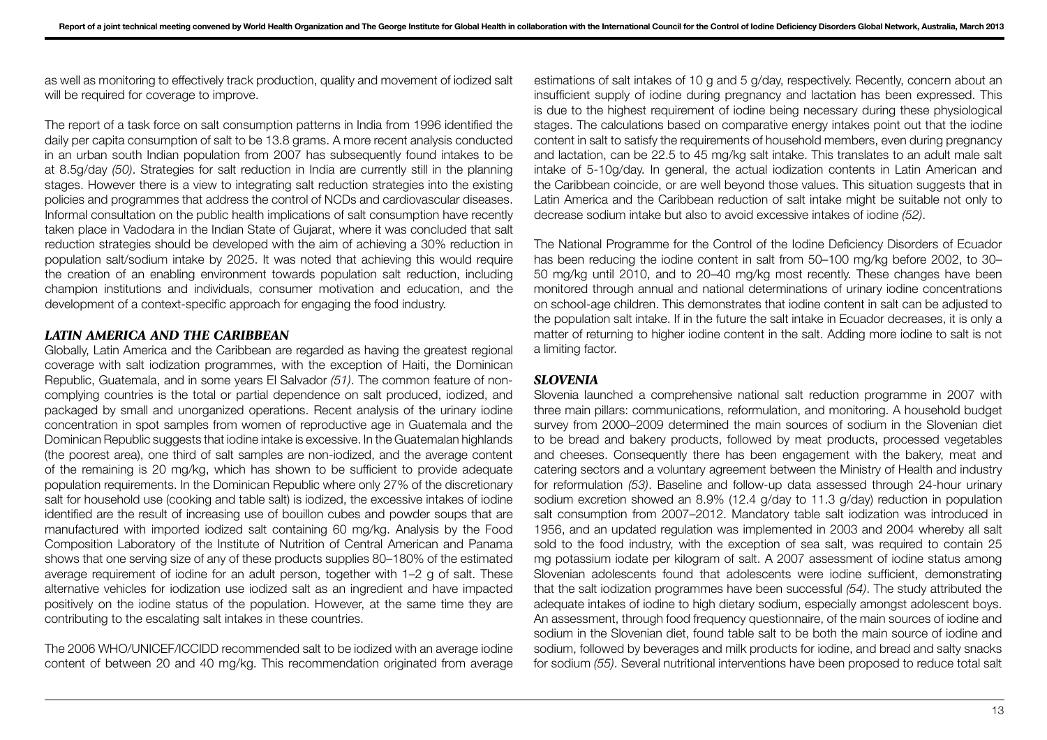as well as monitoring to effectively track production, quality and movement of iodized salt will be required for coverage to improve.

The report of a task force on salt consumption patterns in India from 1996 identified the daily per capita consumption of salt to be 13.8 grams. A more recent analysis conducted in an urban south Indian population from 2007 has subsequently found intakes to be at 8.5g/day *(50)*. Strategies for salt reduction in India are currently still in the planning stages. However there is a view to integrating salt reduction strategies into the existing policies and programmes that address the control of NCDs and cardiovascular diseases. Informal consultation on the public health implications of salt consumption have recently taken place in Vadodara in the Indian State of Gujarat, where it was concluded that salt reduction strategies should be developed with the aim of achieving a 30% reduction in population salt/sodium intake by 2025. It was noted that achieving this would require the creation of an enabling environment towards population salt reduction, including champion institutions and individuals, consumer motivation and education, and the development of a context-specific approach for engaging the food industry.

### *LATIN AMERICA AND THE CARIBBEAN*

Globally, Latin America and the Caribbean are regarded as having the greatest regional coverage with salt iodization programmes, with the exception of Haiti, the Dominican Republic, Guatemala, and in some years El Salvador *(51)*. The common feature of non-complying countries is the total or partial dependence on salt produced, iodized, and packaged by small and unorganized operations. Recent analysis of the urinary iodine concentration in spot samples from women of reproductive age in Guatemala and the Dominican Republic suggests that iodine intake is excessive. In the Guatemalan highlands (the poorest area), one third of salt samples are non-iodized, and the average content of the remaining is 20 mg/kg, which has shown to be sufficient to provide adequate population requirements. In the Dominican Republic where only 27% of the discretionary salt for household use (cooking and table salt) is iodized, the excessive intakes of iodine identified are the result of increasing use of bouillon cubes and powder soups that are manufactured with imported iodized salt containing 60 mg/kg. Analysis by the Food Composition Laboratory of the Institute of Nutrition of Central American and Panama shows that one serving size of any of these products supplies 80–180% of the estimated average requirement of iodine for an adult person, together with 1–2 g of salt. These alternative vehicles for iodization use iodized salt as an ingredient and have impacted positively on the iodine status of the population. However, at the same time they are contributing to the escalating salt intakes in these countries.

The 2006 WHO/UNICEF/ICCIDD recommended salt to be iodized with an average iodine content of between 20 and 40 mg/kg. This recommendation originated from average estimations of salt intakes of 10 g and 5 g/day, respectively. Recently, concern about an insufficient supply of iodine during pregnancy and lactation has been expressed. This is due to the highest requirement of iodine being necessary during these physiological stages. The calculations based on comparative energy intakes point out that the iodine content in salt to satisfy the requirements of household members, even during pregnancy and lactation, can be 22.5 to 45 mg/kg salt intake. This translates to an adult male salt intake of 5-10g/day. In general, the actual iodization contents in Latin American and the Caribbean coincide, or are well beyond those values. This situation suggests that in Latin America and the Caribbean reduction of salt intake might be suitable not only to decrease sodium intake but also to avoid excessive intakes of iodine *(52)*.

The National Programme for the Control of the Iodine Deficiency Disorders of Ecuador has been reducing the iodine content in salt from 50–100 mg/kg before 2002, to 30–50 mg/kg until 2010, and to 20–40 mg/kg most recently. These changes have been monitored through annual and national determinations of urinary iodine concentrations on school-age children. This demonstrates that iodine content in salt can be adjusted to the population salt intake. If in the future the salt intake in Ecuador decreases, it is only a matter of returning to higher iodine content in the salt. Adding more iodine to salt is not a limiting factor.

### *SLOVENIA*

Slovenia launched a comprehensive national salt reduction programme in 2007 with three main pillars: communications, reformulation, and monitoring. A household budget survey from 2000–2009 determined the main sources of sodium in the Slovenian diet to be bread and bakery products, followed by meat products, processed vegetables and cheeses. Consequently there has been engagement with the bakery, meat and catering sectors and a voluntary agreement between the Ministry of Health and industry for reformulation *(53)*. Baseline and follow-up data assessed through 24-hour urinary sodium excretion showed an 8.9% (12.4 g/day to 11.3 g/day) reduction in population salt consumption from 2007–2012. Mandatory table salt iodization was introduced in 1956, and an updated regulation was implemented in 2003 and 2004 whereby all salt sold to the food industry, with the exception of sea salt, was required to contain 25 mg potassium iodate per kilogram of salt. A 2007 assessment of iodine status among Slovenian adolescents found that adolescents were iodine sufficient, demonstrating that the salt iodization programmes have been successful *(54)*. The study attributed the adequate intakes of iodine to high dietary sodium, especially amongst adolescent boys. An assessment, through food frequency questionnaire, of the main sources of iodine and sodium in the Slovenian diet, found table salt to be both the main source of iodine and sodium, followed by beverages and milk products for iodine, and bread and salty snacks for sodium *(55)*. Several nutritional interventions have been proposed to reduce total salt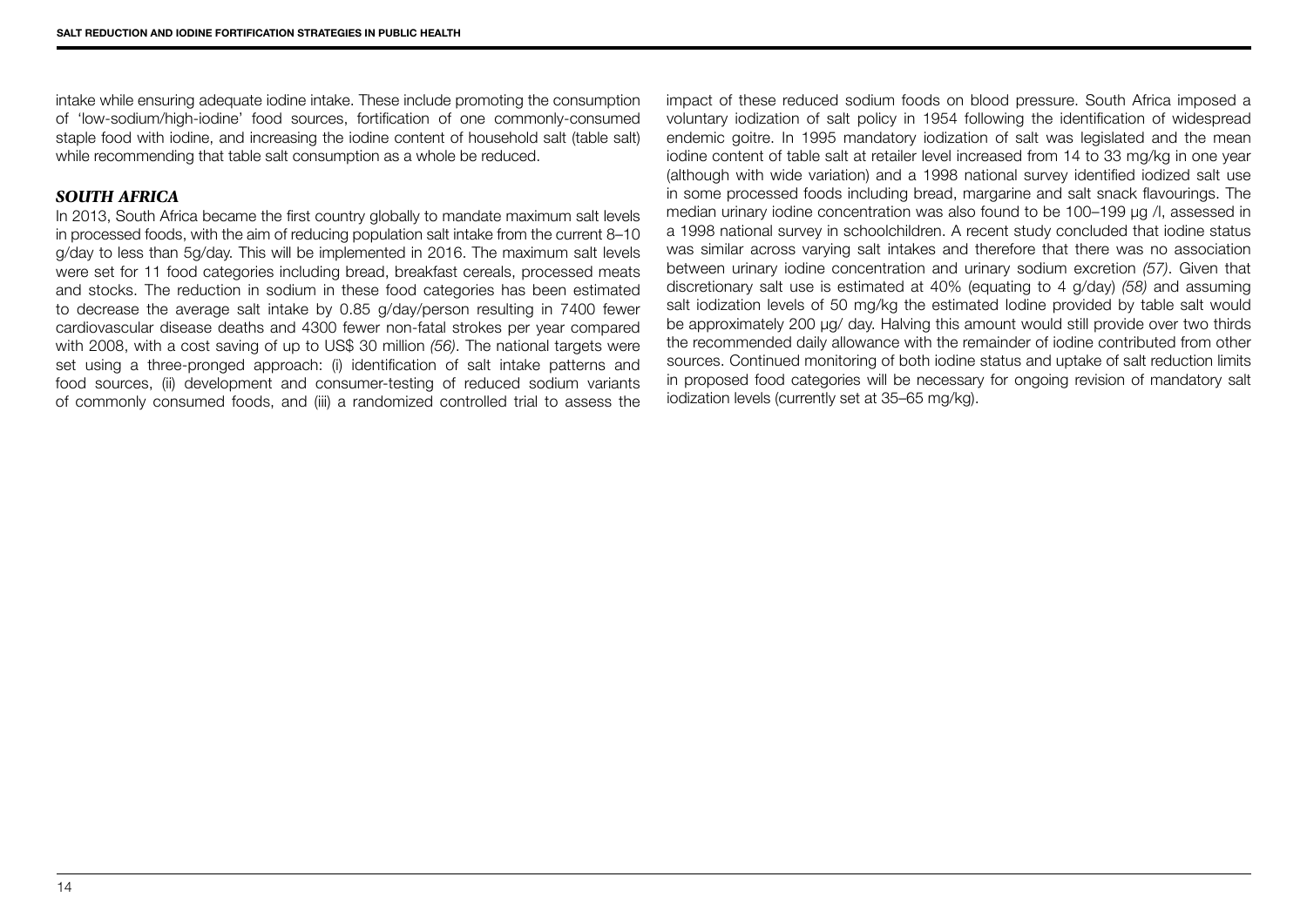intake while ensuring adequate iodine intake. These include promoting the consumption of 'low-sodium/high-iodine' food sources, fortification of one commonly-consumed staple food with iodine, and increasing the iodine content of household salt (table salt) while recommending that table salt consumption as a whole be reduced.

### *SOUTH AFRICA*

In 2013, South Africa became the first country globally to mandate maximum salt levels in processed foods, with the aim of reducing population salt intake from the current 8–10 g/day to less than 5g/day. This will be implemented in 2016. The maximum salt levels were set for 11 food categories including bread, breakfast cereals, processed meats and stocks. The reduction in sodium in these food categories has been estimated to decrease the average salt intake by 0.85 g/day/person resulting in 7400 fewer cardiovascular disease deaths and 4300 fewer non-fatal strokes per year compared with 2008, with a cost saving of up to US$ 30 million *(56)*. The national targets were set using a three-pronged approach: (i) identification of salt intake patterns and food sources, (ii) development and consumer-testing of reduced sodium variants of commonly consumed foods, and (iii) a randomized controlled trial to assess the impact of these reduced sodium foods on blood pressure. South Africa imposed a voluntary iodization of salt policy in 1954 following the identification of widespread endemic goitre. In 1995 mandatory iodization of salt was legislated and the mean iodine content of table salt at retailer level increased from 14 to 33 mg/kg in one year (although with wide variation) and a 1998 national survey identified iodized salt use in some processed foods including bread, margarine and salt snack flavourings. The median urinary iodine concentration was also found to be 100–199 µg /l, assessed in a 1998 national survey in schoolchildren. A recent study concluded that iodine status was similar across varying salt intakes and therefore that there was no association between urinary iodine concentration and urinary sodium excretion *(57)*. Given that discretionary salt use is estimated at 40% (equating to 4 g/day) *(58)* and assuming salt iodization levels of 50 mg/kg the estimated Iodine provided by table salt would be approximately 200 µg/ day. Halving this amount would still provide over two thirds the recommended daily allowance with the remainder of iodine contributed from other sources. Continued monitoring of both iodine status and uptake of salt reduction limits in proposed food categories will be necessary for ongoing revision of mandatory salt iodization levels (currently set at 35–65 mg/kg).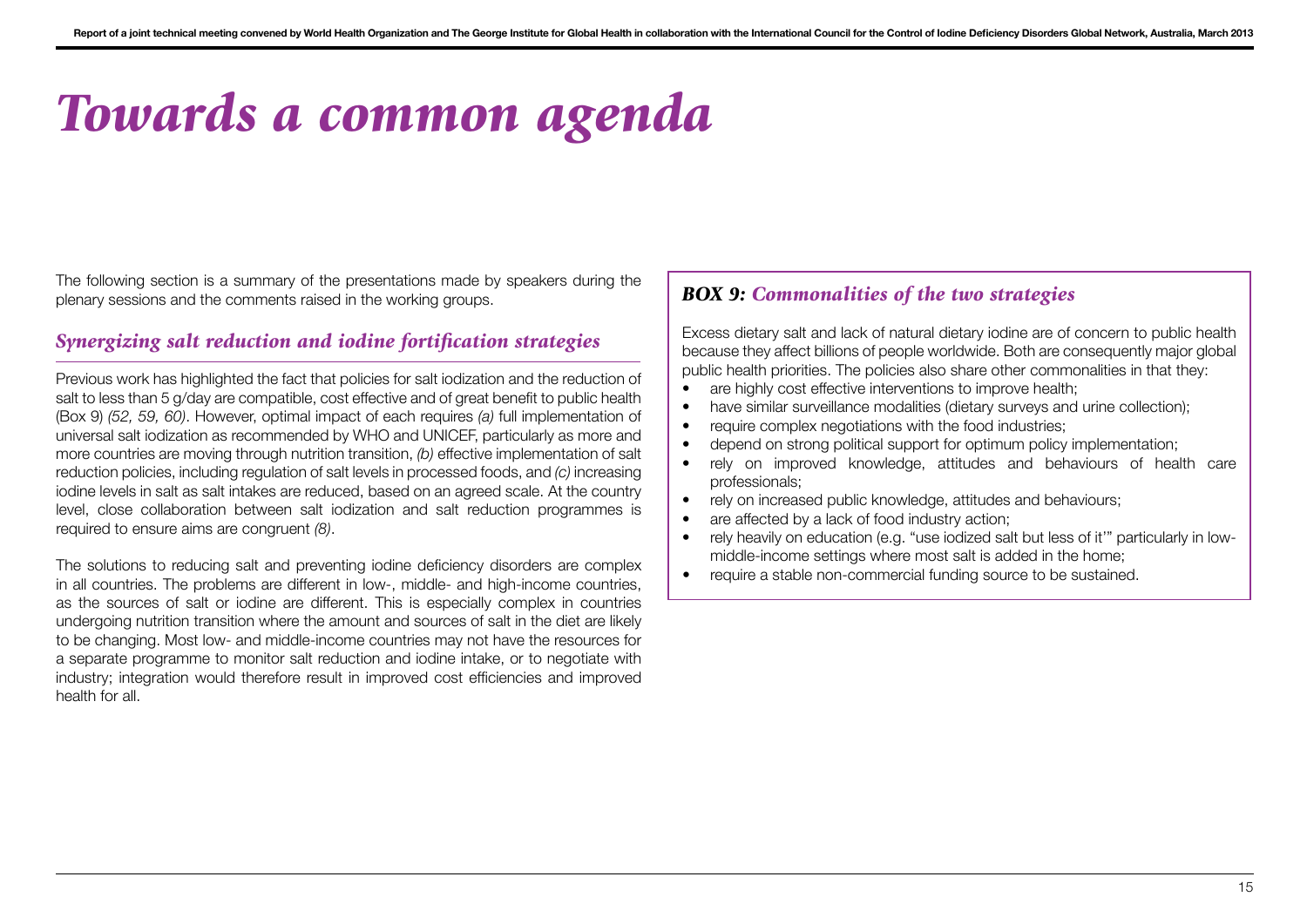# Towards a common agenda

The following section is a summary of the presentations made by speakers during the plenary sessions and the comments raised in the working groups.

## *Synergizing salt reduction and iodine fortification strategies*

Previous work has highlighted the fact that policies for salt iodization and the reduction of salt to less than 5 g/day are compatible, cost effective and of great benefit to public health (Box 9) *(52, 59, 60)*. However, optimal impact of each requires *(a)* full implementation of universal salt iodization as recommended by WHO and UNICEF, particularly as more and more countries are moving through nutrition transition, *(b)* effective implementation of salt reduction policies, including regulation of salt levels in processed foods, and *(c)* increasing iodine levels in salt as salt intakes are reduced, based on an agreed scale. At the country level, close collaboration between salt iodization and salt reduction programmes is required to ensure aims are congruent *(8)*.

The solutions to reducing salt and preventing iodine deficiency disorders are complex in all countries. The problems are different in low-, middle- and high-income countries, as the sources of salt or iodine are different. This is especially complex in countries undergoing nutrition transition where the amount and sources of salt in the diet are likely to be changing. Most low- and middle-income countries may not have the resources for a separate programme to monitor salt reduction and iodine intake, or to negotiate with industry; integration would therefore result in improved cost efficiencies and improved health for all.

### *BOX 9: Commonalities of the two strategies*

Excess dietary salt and lack of natural dietary iodine are of concern to public health because they affect billions of people worldwide. Both are consequently major global public health priorities. The policies also share other commonalities in that they:

- are highly cost effective interventions to improve health;
- have similar surveillance modalities (dietary surveys and urine collection);
- require complex negotiations with the food industries;
- depend on strong political support for optimum policy implementation;
- rely on improved knowledge, attitudes and behaviours of health care professionals;
- rely on increased public knowledge, attitudes and behaviours;
- are affected by a lack of food industry action;
- rely heavily on education (e.g. "use iodized salt but less of it'" particularly in low-middle-income settings where most salt is added in the home;
- require a stable non-commercial funding source to be sustained.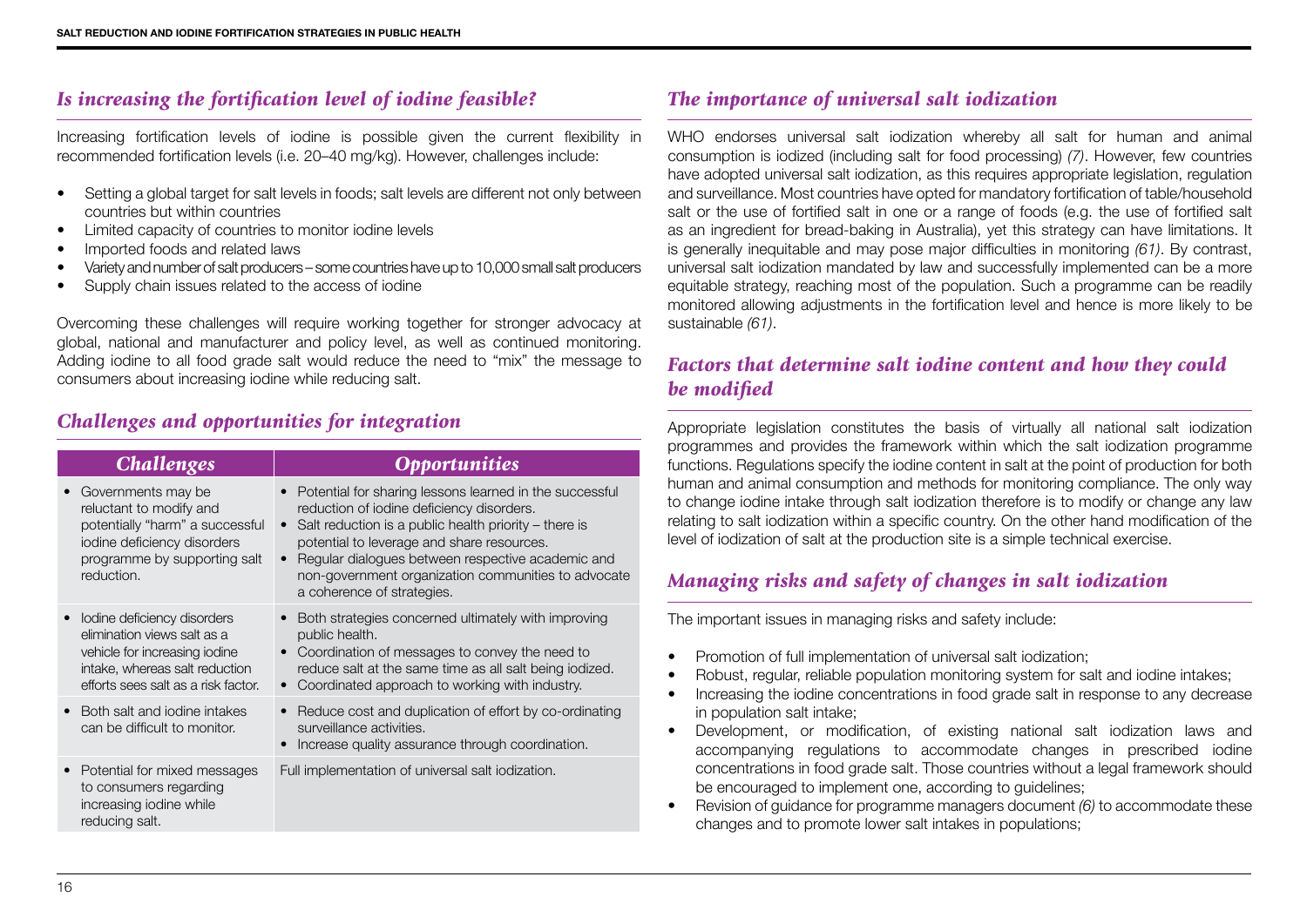## *Is increasing the fortification level of iodine feasible?*

Increasing fortification levels of iodine is possible given the current flexibility in recommended fortification levels (i.e. 20–40 mg/kg). However, challenges include:

- Setting a global target for salt levels in foods; salt levels are different not only between countries but within countries
- Limited capacity of countries to monitor iodine levels
- Imported foods and related laws
- Variety and number of salt producers – some countries have up to 10,000 small salt producers
- Supply chain issues related to the access of iodine

Overcoming these challenges will require working together for stronger advocacy at global, national and manufacturer and policy level, as well as continued monitoring. Adding iodine to all food grade salt would reduce the need to "mix" the message to consumers about increasing iodine while reducing salt.

## *Challenges and opportunities for integration*

| *Challenges* | *Opportunities* |
|---|---|
| • Governments may be reluctant to modify and potentially "harm" a successful iodine deficiency disorders programme by supporting salt reduction. | • Potential for sharing lessons learned in the successful reduction of iodine deficiency disorders. • Salt reduction is a public health priority – there is potential to leverage and share resources. • Regular dialogues between respective academic and non-government organization communities to advocate a coherence of strategies. |
| • Iodine deficiency disorders elimination views salt as a vehicle for increasing iodine intake, whereas salt reduction efforts sees salt as a risk factor. | • Both strategies concerned ultimately with improving public health. • Coordination of messages to convey the need to reduce salt at the same time as all salt being iodized. • Coordinated approach to working with industry. |
| • Both salt and iodine intakes can be difficult to monitor. | • Reduce cost and duplication of effort by co-ordinating surveillance activities. • Increase quality assurance through coordination. |
| • Potential for mixed messages to consumers regarding increasing iodine while reducing salt. | Full implementation of universal salt iodization. |

## *The importance of universal salt iodization*

WHO endorses universal salt iodization whereby all salt for human and animal consumption is iodized (including salt for food processing) *(7)*. However, few countries have adopted universal salt iodization, as this requires appropriate legislation, regulation and surveillance. Most countries have opted for mandatory fortification of table/household salt or the use of fortified salt in one or a range of foods (e.g. the use of fortified salt as an ingredient for bread-baking in Australia), yet this strategy can have limitations. It is generally inequitable and may pose major difficulties in monitoring *(61)*. By contrast, universal salt iodization mandated by law and successfully implemented can be a more equitable strategy, reaching most of the population. Such a programme can be readily monitored allowing adjustments in the fortification level and hence is more likely to be sustainable *(61)*.

## *Factors that determine salt iodine content and how they could be modified*

Appropriate legislation constitutes the basis of virtually all national salt iodization programmes and provides the framework within which the salt iodization programme functions. Regulations specify the iodine content in salt at the point of production for both human and animal consumption and methods for monitoring compliance. The only way to change iodine intake through salt iodization therefore is to modify or change any law relating to salt iodization within a specific country. On the other hand modification of the level of iodization of salt at the production site is a simple technical exercise.

## *Managing risks and safety of changes in salt iodization*

The important issues in managing risks and safety include:

- Promotion of full implementation of universal salt iodization;
- Robust, regular, reliable population monitoring system for salt and iodine intakes;
- Increasing the iodine concentrations in food grade salt in response to any decrease in population salt intake;
- Development, or modification, of existing national salt iodization laws and accompanying regulations to accommodate changes in prescribed iodine concentrations in food grade salt. Those countries without a legal framework should be encouraged to implement one, according to guidelines;
- Revision of guidance for programme managers document *(6)* to accommodate these changes and to promote lower salt intakes in populations;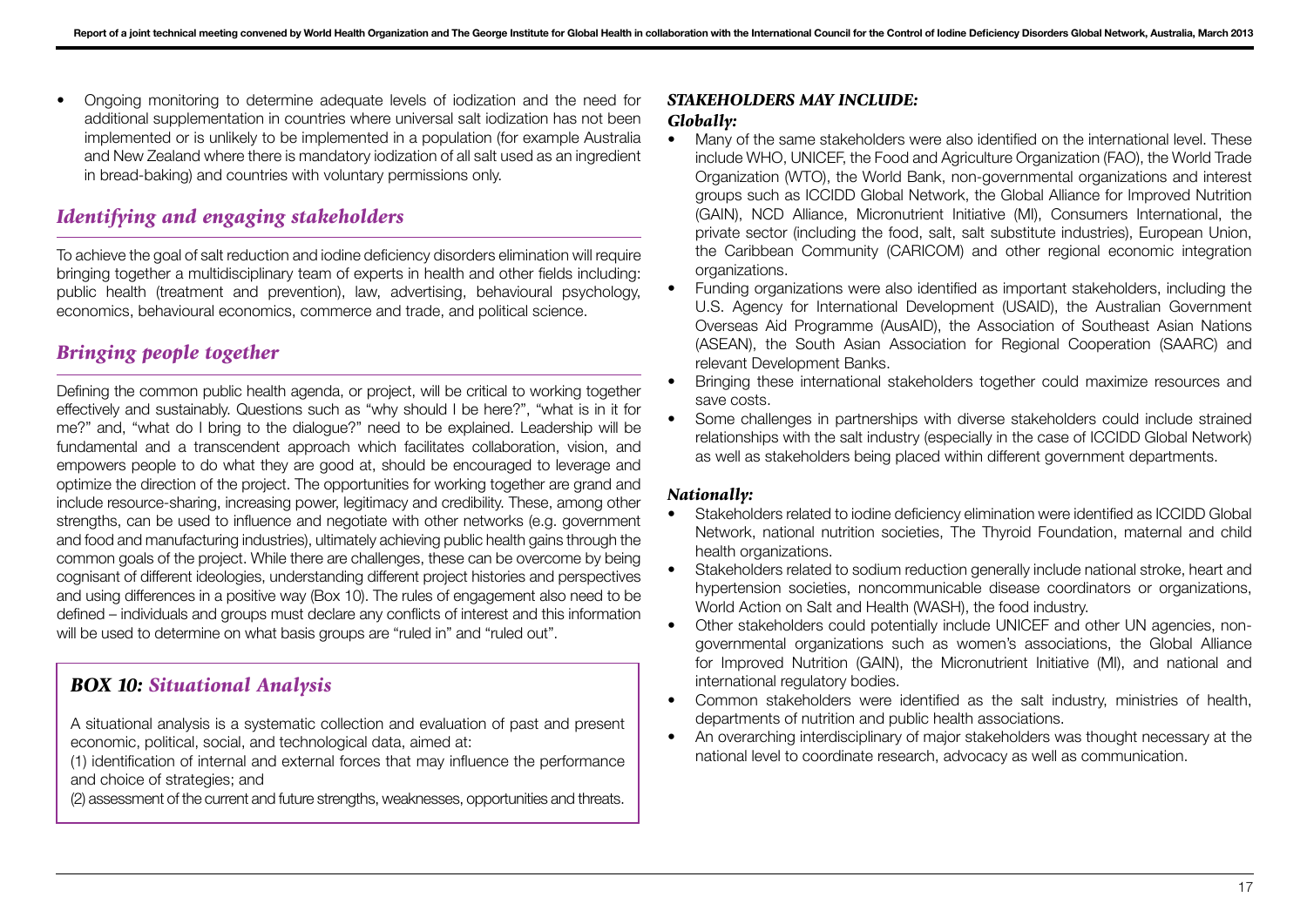- Ongoing monitoring to determine adequate levels of iodization and the need for additional supplementation in countries where universal salt iodization has not been implemented or is unlikely to be implemented in a population (for example Australia and New Zealand where there is mandatory iodization of all salt used as an ingredient in bread-baking) and countries with voluntary permissions only.

## *Identifying and engaging stakeholders*

To achieve the goal of salt reduction and iodine deficiency disorders elimination will require bringing together a multidisciplinary team of experts in health and other fields including: public health (treatment and prevention), law, advertising, behavioural psychology, economics, behavioural economics, commerce and trade, and political science.

## *Bringing people together*

Defining the common public health agenda, or project, will be critical to working together effectively and sustainably. Questions such as "why should I be here?", "what is in it for me?" and, "what do I bring to the dialogue?" need to be explained. Leadership will be fundamental and a transcendent approach which facilitates collaboration, vision, and empowers people to do what they are good at, should be encouraged to leverage and optimize the direction of the project. The opportunities for working together are grand and include resource-sharing, increasing power, legitimacy and credibility. These, among other strengths, can be used to influence and negotiate with other networks (e.g. government and food and manufacturing industries), ultimately achieving public health gains through the common goals of the project. While there are challenges, these can be overcome by being cognisant of different ideologies, understanding different project histories and perspectives and using differences in a positive way (Box 10). The rules of engagement also need to be defined – individuals and groups must declare any conflicts of interest and this information will be used to determine on what basis groups are "ruled in" and "ruled out".

> ### *BOX 10: Situational Analysis*
>
> A situational analysis is a systematic collection and evaluation of past and present economic, political, social, and technological data, aimed at:
>
> (1) identification of internal and external forces that may influence the performance and choice of strategies; and
>
> (2) assessment of the current and future strengths, weaknesses, opportunities and threats.

### *STAKEHOLDERS MAY INCLUDE:*

#### *Globally:*

- Many of the same stakeholders were also identified on the international level. These include WHO, UNICEF, the Food and Agriculture Organization (FAO), the World Trade Organization (WTO), the World Bank, non-governmental organizations and interest groups such as ICCIDD Global Network, the Global Alliance for Improved Nutrition (GAIN), NCD Alliance, Micronutrient Initiative (MI), Consumers International, the private sector (including the food, salt, salt substitute industries), European Union, the Caribbean Community (CARICOM) and other regional economic integration organizations.
- Funding organizations were also identified as important stakeholders, including the U.S. Agency for International Development (USAID), the Australian Government Overseas Aid Programme (AusAID), the Association of Southeast Asian Nations (ASEAN), the South Asian Association for Regional Cooperation (SAARC) and relevant Development Banks.
- Bringing these international stakeholders together could maximize resources and save costs.
- Some challenges in partnerships with diverse stakeholders could include strained relationships with the salt industry (especially in the case of ICCIDD Global Network) as well as stakeholders being placed within different government departments.

#### *Nationally:*

- Stakeholders related to iodine deficiency elimination were identified as ICCIDD Global Network, national nutrition societies, The Thyroid Foundation, maternal and child health organizations.
- Stakeholders related to sodium reduction generally include national stroke, heart and hypertension societies, noncommunicable disease coordinators or organizations, World Action on Salt and Health (WASH), the food industry.
- Other stakeholders could potentially include UNICEF and other UN agencies, non-governmental organizations such as women's associations, the Global Alliance for Improved Nutrition (GAIN), the Micronutrient Initiative (MI), and national and international regulatory bodies.
- Common stakeholders were identified as the salt industry, ministries of health, departments of nutrition and public health associations.
- An overarching interdisciplinary of major stakeholders was thought necessary at the national level to coordinate research, advocacy as well as communication.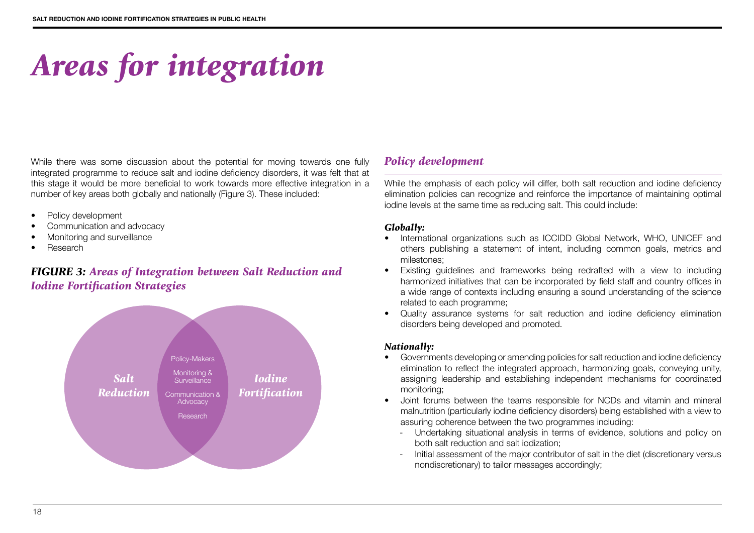# *Areas for integration*

While there was some discussion about the potential for moving towards one fully integrated programme to reduce salt and iodine deficiency disorders, it was felt that at this stage it would be more beneficial to work towards more effective integration in a number of key areas both globally and nationally (Figure 3). These included:

- Policy development
- Communication and advocacy
- Monitoring and surveillance
- Research

### ***FIGURE 3:** Areas of Integration between Salt Reduction and Iodine Fortification Strategies*

*Salt Reduction*

Policy-Makers

Monitoring & Surveillance

Communication & Advocacy

Research

*Iodine Fortification*

## *Policy development*

While the emphasis of each policy will differ, both salt reduction and iodine deficiency elimination policies can recognize and reinforce the importance of maintaining optimal iodine levels at the same time as reducing salt. This could include:

#### *Globally:*

- International organizations such as ICCIDD Global Network, WHO, UNICEF and others publishing a statement of intent, including common goals, metrics and milestones;
- Existing guidelines and frameworks being redrafted with a view to including harmonized initiatives that can be incorporated by field staff and country offices in a wide range of contexts including ensuring a sound understanding of the science related to each programme;
- Quality assurance systems for salt reduction and iodine deficiency elimination disorders being developed and promoted.

#### *Nationally:*

- Governments developing or amending policies for salt reduction and iodine deficiency elimination to reflect the integrated approach, harmonizing goals, conveying unity, assigning leadership and establishing independent mechanisms for coordinated monitoring;
- Joint forums between the teams responsible for NCDs and vitamin and mineral malnutrition (particularly iodine deficiency disorders) being established with a view to assuring coherence between the two programmes including:
  - Undertaking situational analysis in terms of evidence, solutions and policy on both salt reduction and salt iodization;
  - Initial assessment of the major contributor of salt in the diet (discretionary versus nondiscretionary) to tailor messages accordingly;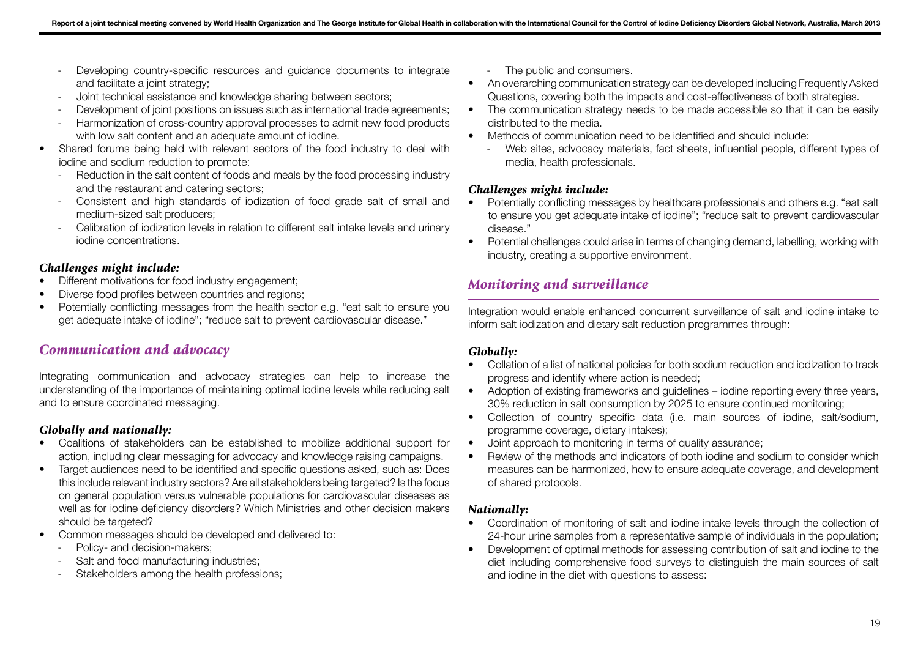- Developing country-specific resources and guidance documents to integrate and facilitate a joint strategy;
- Joint technical assistance and knowledge sharing between sectors;
- Development of joint positions on issues such as international trade agreements;
- Harmonization of cross-country approval processes to admit new food products with low salt content and an adequate amount of iodine.

- Shared forums being held with relevant sectors of the food industry to deal with iodine and sodium reduction to promote:
  - Reduction in the salt content of foods and meals by the food processing industry and the restaurant and catering sectors;
  - Consistent and high standards of iodization of food grade salt of small and medium-sized salt producers;
  - Calibration of iodization levels in relation to different salt intake levels and urinary iodine concentrations.

### *Challenges might include:*

- Different motivations for food industry engagement;
- Diverse food profiles between countries and regions;
- Potentially conflicting messages from the health sector e.g. "eat salt to ensure you get adequate intake of iodine"; "reduce salt to prevent cardiovascular disease."

## *Communication and advocacy*

Integrating communication and advocacy strategies can help to increase the understanding of the importance of maintaining optimal iodine levels while reducing salt and to ensure coordinated messaging.

### *Globally and nationally:*

- Coalitions of stakeholders can be established to mobilize additional support for action, including clear messaging for advocacy and knowledge raising campaigns.
- Target audiences need to be identified and specific questions asked, such as: Does this include relevant industry sectors? Are all stakeholders being targeted? Is the focus on general population versus vulnerable populations for cardiovascular diseases as well as for iodine deficiency disorders? Which Ministries and other decision makers should be targeted?
- Common messages should be developed and delivered to:
  - Policy- and decision-makers;
  - Salt and food manufacturing industries;
  - Stakeholders among the health professions;
  - The public and consumers.
- An overarching communication strategy can be developed including Frequently Asked Questions, covering both the impacts and cost-effectiveness of both strategies.
- The communication strategy needs to be made accessible so that it can be easily distributed to the media.
- Methods of communication need to be identified and should include:
  - Web sites, advocacy materials, fact sheets, influential people, different types of media, health professionals.

### *Challenges might include:*

- Potentially conflicting messages by healthcare professionals and others e.g. "eat salt to ensure you get adequate intake of iodine"; "reduce salt to prevent cardiovascular disease."
- Potential challenges could arise in terms of changing demand, labelling, working with industry, creating a supportive environment.

## *Monitoring and surveillance*

Integration would enable enhanced concurrent surveillance of salt and iodine intake to inform salt iodization and dietary salt reduction programmes through:

### *Globally:*

- Collation of a list of national policies for both sodium reduction and iodization to track progress and identify where action is needed;
- Adoption of existing frameworks and guidelines – iodine reporting every three years, 30% reduction in salt consumption by 2025 to ensure continued monitoring;
- Collection of country specific data (i.e. main sources of iodine, salt/sodium, programme coverage, dietary intakes);
- Joint approach to monitoring in terms of quality assurance;
- Review of the methods and indicators of both iodine and sodium to consider which measures can be harmonized, how to ensure adequate coverage, and development of shared protocols.

### *Nationally:*

- Coordination of monitoring of salt and iodine intake levels through the collection of 24-hour urine samples from a representative sample of individuals in the population;
- Development of optimal methods for assessing contribution of salt and iodine to the diet including comprehensive food surveys to distinguish the main sources of salt and iodine in the diet with questions to assess: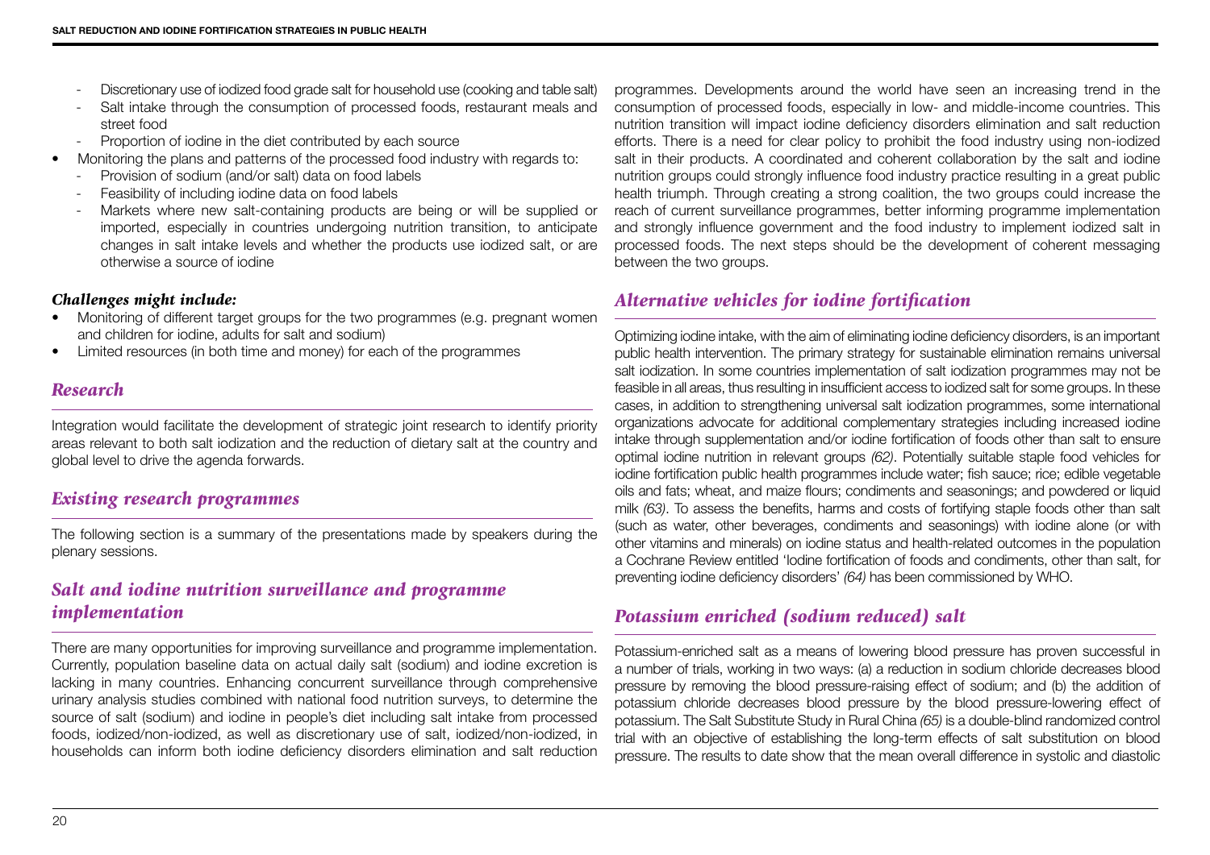- Discretionary use of iodized food grade salt for household use (cooking and table salt)
  - Salt intake through the consumption of processed foods, restaurant meals and street food
  - Proportion of iodine in the diet contributed by each source
- Monitoring the plans and patterns of the processed food industry with regards to:
  - Provision of sodium (and/or salt) data on food labels
  - Feasibility of including iodine data on food labels
  - Markets where new salt-containing products are being or will be supplied or imported, especially in countries undergoing nutrition transition, to anticipate changes in salt intake levels and whether the products use iodized salt, or are otherwise a source of iodine

***Challenges might include:***

- Monitoring of different target groups for the two programmes (e.g. pregnant women and children for iodine, adults for salt and sodium)
- Limited resources (in both time and money) for each of the programmes

## *Research*

Integration would facilitate the development of strategic joint research to identify priority areas relevant to both salt iodization and the reduction of dietary salt at the country and global level to drive the agenda forwards.

## *Existing research programmes*

The following section is a summary of the presentations made by speakers during the plenary sessions.

## *Salt and iodine nutrition surveillance and programme implementation*

There are many opportunities for improving surveillance and programme implementation. Currently, population baseline data on actual daily salt (sodium) and iodine excretion is lacking in many countries. Enhancing concurrent surveillance through comprehensive urinary analysis studies combined with national food nutrition surveys, to determine the source of salt (sodium) and iodine in people's diet including salt intake from processed foods, iodized/non-iodized, as well as discretionary use of salt, iodized/non-iodized, in households can inform both iodine deficiency disorders elimination and salt reduction programmes. Developments around the world have seen an increasing trend in the consumption of processed foods, especially in low- and middle-income countries. This nutrition transition will impact iodine deficiency disorders elimination and salt reduction efforts. There is a need for clear policy to prohibit the food industry using non-iodized salt in their products. A coordinated and coherent collaboration by the salt and iodine nutrition groups could strongly influence food industry practice resulting in a great public health triumph. Through creating a strong coalition, the two groups could increase the reach of current surveillance programmes, better informing programme implementation and strongly influence government and the food industry to implement iodized salt in processed foods. The next steps should be the development of coherent messaging between the two groups.

## *Alternative vehicles for iodine fortification*

Optimizing iodine intake, with the aim of eliminating iodine deficiency disorders, is an important public health intervention. The primary strategy for sustainable elimination remains universal salt iodization. In some countries implementation of salt iodization programmes may not be feasible in all areas, thus resulting in insufficient access to iodized salt for some groups. In these cases, in addition to strengthening universal salt iodization programmes, some international organizations advocate for additional complementary strategies including increased iodine intake through supplementation and/or iodine fortification of foods other than salt to ensure optimal iodine nutrition in relevant groups *(62)*. Potentially suitable staple food vehicles for iodine fortification public health programmes include water; fish sauce; rice; edible vegetable oils and fats; wheat, and maize flours; condiments and seasonings; and powdered or liquid milk *(63)*. To assess the benefits, harms and costs of fortifying staple foods other than salt (such as water, other beverages, condiments and seasonings) with iodine alone (or with other vitamins and minerals) on iodine status and health-related outcomes in the population a Cochrane Review entitled 'Iodine fortification of foods and condiments, other than salt, for preventing iodine deficiency disorders' *(64)* has been commissioned by WHO.

## *Potassium enriched (sodium reduced) salt*

Potassium-enriched salt as a means of lowering blood pressure has proven successful in a number of trials, working in two ways: (a) a reduction in sodium chloride decreases blood pressure by removing the blood pressure-raising effect of sodium; and (b) the addition of potassium chloride decreases blood pressure by the blood pressure-lowering effect of potassium. The Salt Substitute Study in Rural China *(65)* is a double-blind randomized control trial with an objective of establishing the long-term effects of salt substitution on blood pressure. The results to date show that the mean overall difference in systolic and diastolic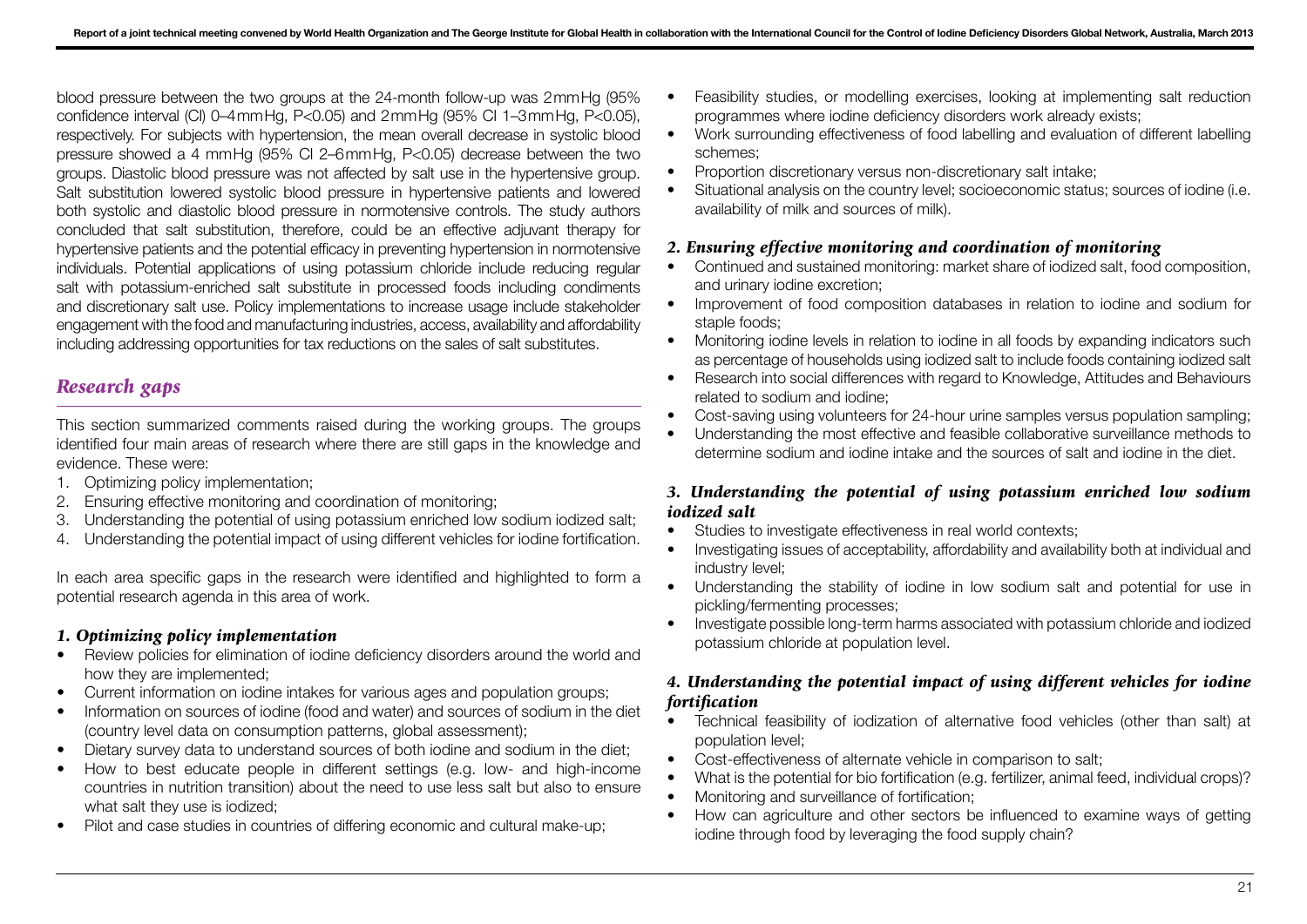blood pressure between the two groups at the 24-month follow-up was 2 mmHg (95% confidence interval (CI) 0–4 mmHg, P<0.05) and 2 mmHg (95% CI 1–3 mmHg, P<0.05), respectively. For subjects with hypertension, the mean overall decrease in systolic blood pressure showed a 4 mmHg (95% CI 2–6 mmHg, P<0.05) decrease between the two groups. Diastolic blood pressure was not affected by salt use in the hypertensive group. Salt substitution lowered systolic blood pressure in hypertensive patients and lowered both systolic and diastolic blood pressure in normotensive controls. The study authors concluded that salt substitution, therefore, could be an effective adjuvant therapy for hypertensive patients and the potential efficacy in preventing hypertension in normotensive individuals. Potential applications of using potassium chloride include reducing regular salt with potassium-enriched salt substitute in processed foods including condiments and discretionary salt use. Policy implementations to increase usage include stakeholder engagement with the food and manufacturing industries, access, availability and affordability including addressing opportunities for tax reductions on the sales of salt substitutes.

## *Research gaps*

This section summarized comments raised during the working groups. The groups identified four main areas of research where there are still gaps in the knowledge and evidence. These were:

1. Optimizing policy implementation;
2. Ensuring effective monitoring and coordination of monitoring;
3. Understanding the potential of using potassium enriched low sodium iodized salt;
4. Understanding the potential impact of using different vehicles for iodine fortification.

In each area specific gaps in the research were identified and highlighted to form a potential research agenda in this area of work.

### *1. Optimizing policy implementation*

- Review policies for elimination of iodine deficiency disorders around the world and how they are implemented;
- Current information on iodine intakes for various ages and population groups;
- Information on sources of iodine (food and water) and sources of sodium in the diet (country level data on consumption patterns, global assessment);
- Dietary survey data to understand sources of both iodine and sodium in the diet;
- How to best educate people in different settings (e.g. low- and high-income countries in nutrition transition) about the need to use less salt but also to ensure what salt they use is iodized;
- Pilot and case studies in countries of differing economic and cultural make-up;
- Feasibility studies, or modelling exercises, looking at implementing salt reduction programmes where iodine deficiency disorders work already exists;
- Work surrounding effectiveness of food labelling and evaluation of different labelling schemes;
- Proportion discretionary versus non-discretionary salt intake;
- Situational analysis on the country level; socioeconomic status; sources of iodine (i.e. availability of milk and sources of milk).

### *2. Ensuring effective monitoring and coordination of monitoring*

- Continued and sustained monitoring: market share of iodized salt, food composition, and urinary iodine excretion;
- Improvement of food composition databases in relation to iodine and sodium for staple foods;
- Monitoring iodine levels in relation to iodine in all foods by expanding indicators such as percentage of households using iodized salt to include foods containing iodized salt
- Research into social differences with regard to Knowledge, Attitudes and Behaviours related to sodium and iodine;
- Cost-saving using volunteers for 24-hour urine samples versus population sampling;
- Understanding the most effective and feasible collaborative surveillance methods to determine sodium and iodine intake and the sources of salt and iodine in the diet.

### *3. Understanding the potential of using potassium enriched low sodium iodized salt*

- Studies to investigate effectiveness in real world contexts;
- Investigating issues of acceptability, affordability and availability both at individual and industry level;
- Understanding the stability of iodine in low sodium salt and potential for use in pickling/fermenting processes;
- Investigate possible long-term harms associated with potassium chloride and iodized potassium chloride at population level.

### *4. Understanding the potential impact of using different vehicles for iodine fortification*

- Technical feasibility of iodization of alternative food vehicles (other than salt) at population level;
- Cost-effectiveness of alternate vehicle in comparison to salt;
- What is the potential for bio fortification (e.g. fertilizer, animal feed, individual crops)?
- Monitoring and surveillance of fortification;
- How can agriculture and other sectors be influenced to examine ways of getting iodine through food by leveraging the food supply chain?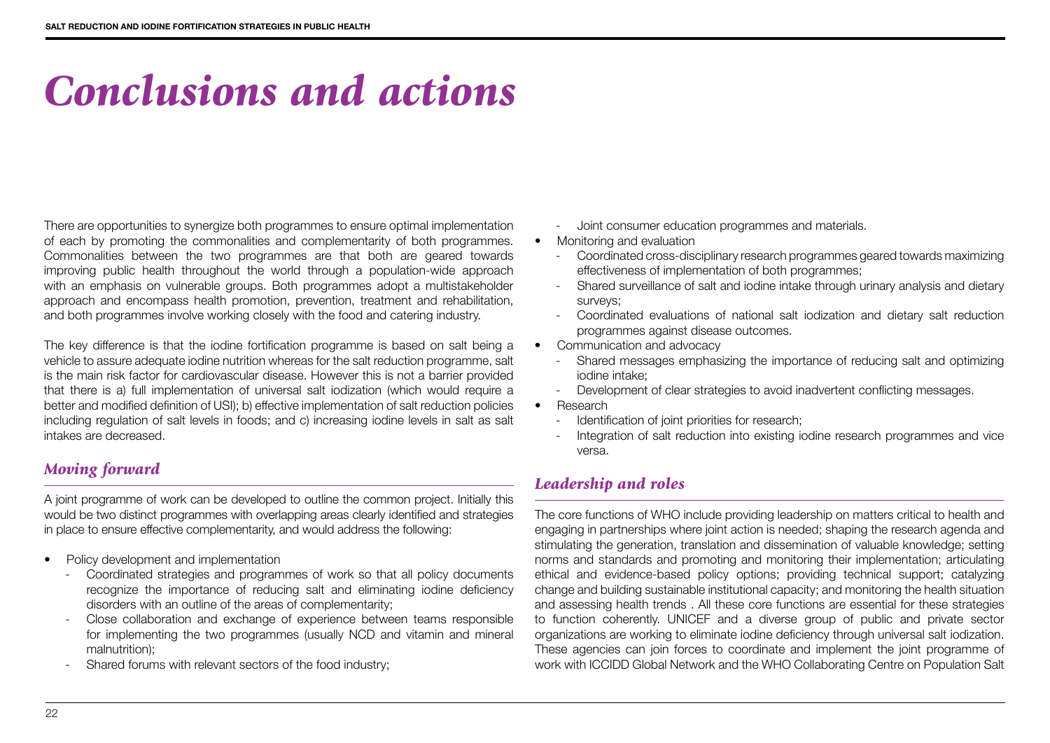# Conclusions and actions

There are opportunities to synergize both programmes to ensure optimal implementation of each by promoting the commonalities and complementarity of both programmes. Commonalities between the two programmes are that both are geared towards improving public health throughout the world through a population-wide approach with an emphasis on vulnerable groups. Both programmes adopt a multistakeholder approach and encompass health promotion, prevention, treatment and rehabilitation, and both programmes involve working closely with the food and catering industry.

The key difference is that the iodine fortification programme is based on salt being a vehicle to assure adequate iodine nutrition whereas for the salt reduction programme, salt is the main risk factor for cardiovascular disease. However this is not a barrier provided that there is a) full implementation of universal salt iodization (which would require a better and modified definition of USI); b) effective implementation of salt reduction policies including regulation of salt levels in foods; and c) increasing iodine levels in salt as salt intakes are decreased.

## *Moving forward*

A joint programme of work can be developed to outline the common project. Initially this would be two distinct programmes with overlapping areas clearly identified and strategies in place to ensure effective complementarity, and would address the following:

- Policy development and implementation
  - Coordinated strategies and programmes of work so that all policy documents recognize the importance of reducing salt and eliminating iodine deficiency disorders with an outline of the areas of complementarity;
  - Close collaboration and exchange of experience between teams responsible for implementing the two programmes (usually NCD and vitamin and mineral malnutrition);
  - Shared forums with relevant sectors of the food industry;
  - Joint consumer education programmes and materials.
- Monitoring and evaluation
  - Coordinated cross-disciplinary research programmes geared towards maximizing effectiveness of implementation of both programmes;
  - Shared surveillance of salt and iodine intake through urinary analysis and dietary surveys;
  - Coordinated evaluations of national salt iodization and dietary salt reduction programmes against disease outcomes.
- Communication and advocacy
  - Shared messages emphasizing the importance of reducing salt and optimizing iodine intake;
  - Development of clear strategies to avoid inadvertent conflicting messages.
- Research
  - Identification of joint priorities for research;
  - Integration of salt reduction into existing iodine research programmes and vice versa.

## *Leadership and roles*

The core functions of WHO include providing leadership on matters critical to health and engaging in partnerships where joint action is needed; shaping the research agenda and stimulating the generation, translation and dissemination of valuable knowledge; setting norms and standards and promoting and monitoring their implementation; articulating ethical and evidence-based policy options; providing technical support; catalyzing change and building sustainable institutional capacity; and monitoring the health situation and assessing health trends . All these core functions are essential for these strategies to function coherently. UNICEF and a diverse group of public and private sector organizations are working to eliminate iodine deficiency through universal salt iodization. These agencies can join forces to coordinate and implement the joint programme of work with ICCIDD Global Network and the WHO Collaborating Centre on Population Salt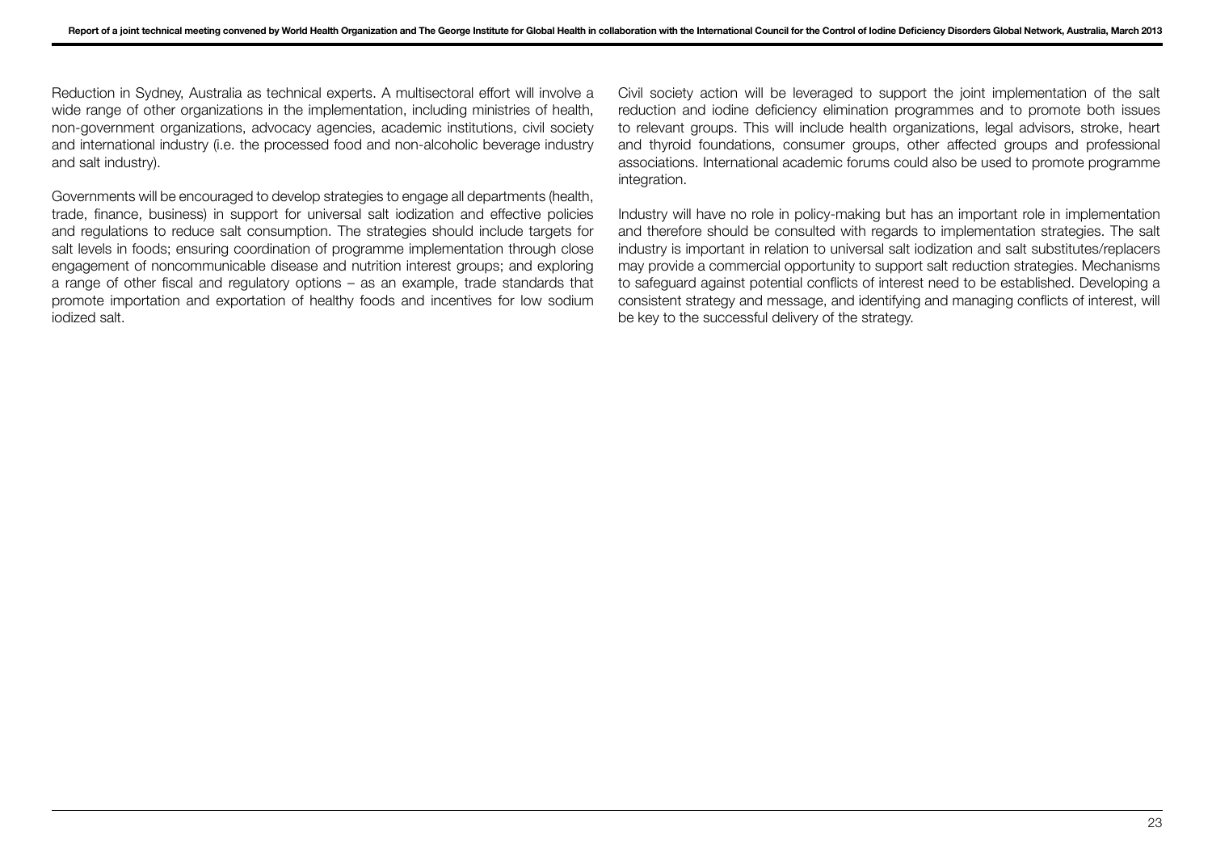Reduction in Sydney, Australia as technical experts. A multisectoral effort will involve a wide range of other organizations in the implementation, including ministries of health, non-government organizations, advocacy agencies, academic institutions, civil society and international industry (i.e. the processed food and non-alcoholic beverage industry and salt industry).

Governments will be encouraged to develop strategies to engage all departments (health, trade, finance, business) in support for universal salt iodization and effective policies and regulations to reduce salt consumption. The strategies should include targets for salt levels in foods; ensuring coordination of programme implementation through close engagement of noncommunicable disease and nutrition interest groups; and exploring a range of other fiscal and regulatory options – as an example, trade standards that promote importation and exportation of healthy foods and incentives for low sodium iodized salt.

Civil society action will be leveraged to support the joint implementation of the salt reduction and iodine deficiency elimination programmes and to promote both issues to relevant groups. This will include health organizations, legal advisors, stroke, heart and thyroid foundations, consumer groups, other affected groups and professional associations. International academic forums could also be used to promote programme integration.

Industry will have no role in policy-making but has an important role in implementation and therefore should be consulted with regards to implementation strategies. The salt industry is important in relation to universal salt iodization and salt substitutes/replacers may provide a commercial opportunity to support salt reduction strategies. Mechanisms to safeguard against potential conflicts of interest need to be established. Developing a consistent strategy and message, and identifying and managing conflicts of interest, will be key to the successful delivery of the strategy.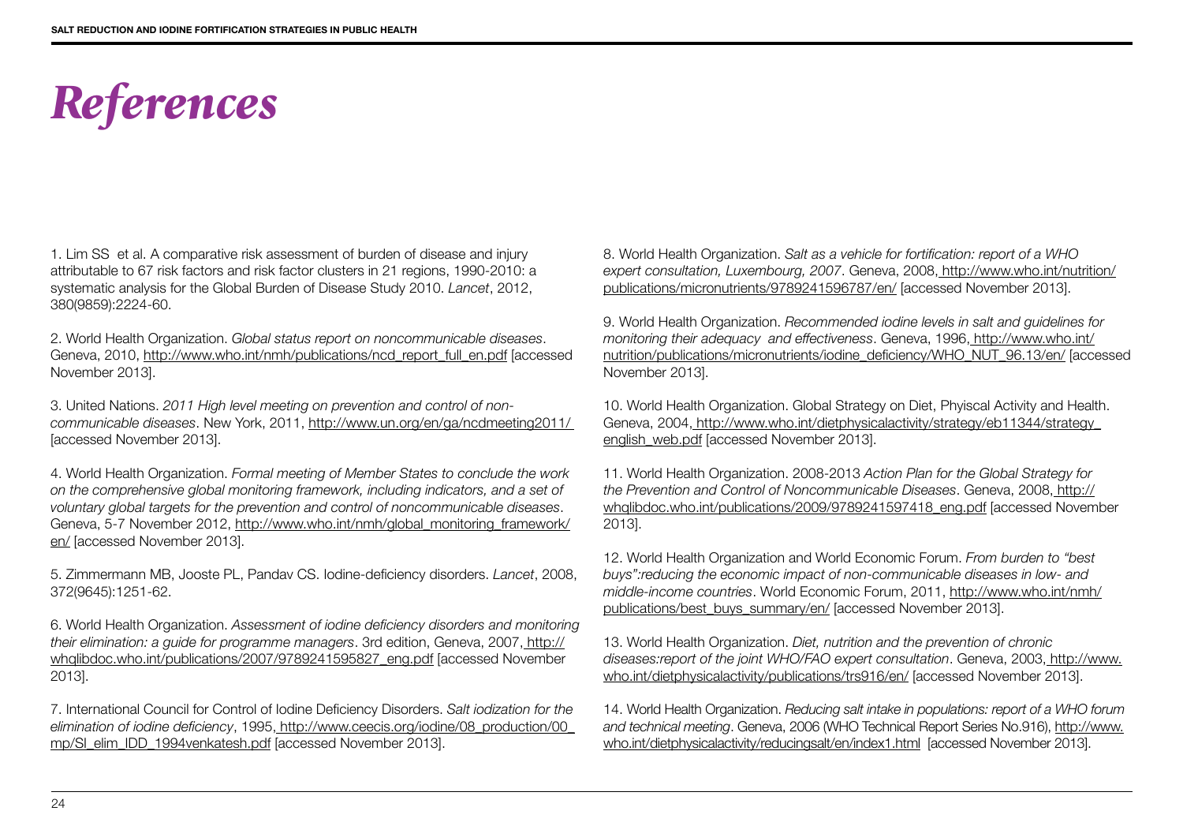# *References*

1. Lim SS et al. A comparative risk assessment of burden of disease and injury attributable to 67 risk factors and risk factor clusters in 21 regions, 1990-2010: a systematic analysis for the Global Burden of Disease Study 2010. *Lancet*, 2012, 380(9859):2224-60.

2. World Health Organization. *Global status report on noncommunicable diseases*. Geneva, 2010, http://www.who.int/nmh/publications/ncd_report_full_en.pdf [accessed November 2013].

3. United Nations. *2011 High level meeting on prevention and control of non-communicable diseases*. New York, 2011, http://www.un.org/en/ga/ncdmeeting2011/ [accessed November 2013].

4. World Health Organization. *Formal meeting of Member States to conclude the work on the comprehensive global monitoring framework, including indicators, and a set of voluntary global targets for the prevention and control of noncommunicable diseases*. Geneva, 5-7 November 2012, http://www.who.int/nmh/global_monitoring_framework/en/ [accessed November 2013].

5. Zimmermann MB, Jooste PL, Pandav CS. Iodine-deficiency disorders. *Lancet*, 2008, 372(9645):1251-62.

6. World Health Organization. *Assessment of iodine deficiency disorders and monitoring their elimination: a guide for programme managers*. 3rd edition, Geneva, 2007, http://whqlibdoc.who.int/publications/2007/9789241595827_eng.pdf [accessed November 2013].

7. International Council for Control of Iodine Deficiency Disorders. *Salt iodization for the elimination of iodine deficiency*, 1995, http://www.ceecis.org/iodine/08_production/00_mp/SI_elim_IDD_1994venkatesh.pdf [accessed November 2013].

8. World Health Organization. *Salt as a vehicle for fortification: report of a WHO expert consultation, Luxembourg, 2007*. Geneva, 2008, http://www.who.int/nutrition/publications/micronutrients/9789241596787/en/ [accessed November 2013].

9. World Health Organization. *Recommended iodine levels in salt and guidelines for monitoring their adequacy and effectiveness*. Geneva, 1996, http://www.who.int/nutrition/publications/micronutrients/iodine_deficiency/WHO_NUT_96.13/en/ [accessed November 2013].

10. World Health Organization. Global Strategy on Diet, Phyiscal Activity and Health. Geneva, 2004, http://www.who.int/dietphysicalactivity/strategy/eb11344/strategy_english_web.pdf [accessed November 2013].

11. World Health Organization. 2008-2013 *Action Plan for the Global Strategy for the Prevention and Control of Noncommunicable Diseases*. Geneva, 2008, http://whqlibdoc.who.int/publications/2009/9789241597418_eng.pdf [accessed November 2013].

12. World Health Organization and World Economic Forum. *From burden to "best buys":reducing the economic impact of non-communicable diseases in low- and middle-income countries*. World Economic Forum, 2011, http://www.who.int/nmh/publications/best_buys_summary/en/ [accessed November 2013].

13. World Health Organization. *Diet, nutrition and the prevention of chronic diseases:report of the joint WHO/FAO expert consultation*. Geneva, 2003, http://www.who.int/dietphysicalactivity/publications/trs916/en/ [accessed November 2013].

14. World Health Organization. *Reducing salt intake in populations: report of a WHO forum and technical meeting*. Geneva, 2006 (WHO Technical Report Series No.916), http://www.who.int/dietphysicalactivity/reducingsalt/en/index1.html [accessed November 2013].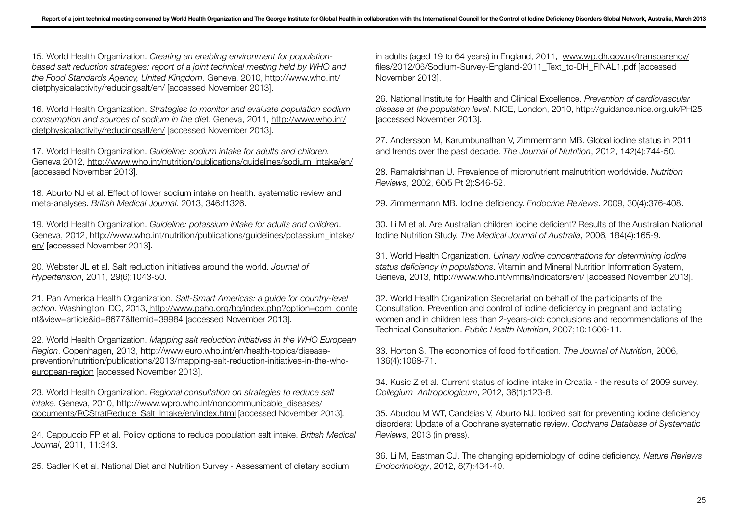15. World Health Organization. *Creating an enabling environment for population-based salt reduction strategies: report of a joint technical meeting held by WHO and the Food Standards Agency, United Kingdom*. Geneva, 2010, http://www.who.int/dietphysicalactivity/reducingsalt/en/ [accessed November 2013].

16. World Health Organization. *Strategies to monitor and evaluate population sodium consumption and sources of sodium in the die*t. Geneva, 2011, http://www.who.int/dietphysicalactivity/reducingsalt/en/ [accessed November 2013].

17. World Health Organization. *Guideline: sodium intake for adults and children.* Geneva 2012, http://www.who.int/nutrition/publications/guidelines/sodium_intake/en/ [accessed November 2013].

18. Aburto NJ et al. Effect of lower sodium intake on health: systematic review and meta-analyses. *British Medical Journal*. 2013, 346:f1326.

19. World Health Organization. *Guideline: potassium intake for adults and children*. Geneva, 2012, http://www.who.int/nutrition/publications/guidelines/potassium_intake/en/ [accessed November 2013].

20. Webster JL et al. Salt reduction initiatives around the world. *Journal of Hypertension*, 2011, 29(6):1043-50.

21. Pan America Health Organization. *Salt-Smart Americas: a guide for country-level action*. Washington, DC, 2013, http://www.paho.org/hq/index.php?option=com_content&view=article&id=8677&Itemid=39984 [accessed November 2013].

22. World Health Organization. *Mapping salt reduction initiatives in the WHO European Region*. Copenhagen, 2013, http://www.euro.who.int/en/health-topics/disease-prevention/nutrition/publications/2013/mapping-salt-reduction-initiatives-in-the-who-european-region [accessed November 2013].

23. World Health Organization. *Regional consultation on strategies to reduce salt intake*. Geneva, 2010, http://www.wpro.who.int/noncommunicable_diseases/documents/RCStratReduce_Salt_Intake/en/index.html [accessed November 2013].

24. Cappuccio FP et al. Policy options to reduce population salt intake. *British Medical Journal*, 2011, 11:343.

25. Sadler K et al. National Diet and Nutrition Survey - Assessment of dietary sodium in adults (aged 19 to 64 years) in England, 2011, www.wp.dh.gov.uk/transparency/files/2012/06/Sodium-Survey-England-2011_Text_to-DH_FINAL1.pdf [accessed November 2013].

26. National Institute for Health and Clinical Excellence. *Prevention of cardiovascular disease at the population level*. NICE, London, 2010, http://guidance.nice.org.uk/PH25 [accessed November 2013].

27. Andersson M, Karumbunathan V, Zimmermann MB. Global iodine status in 2011 and trends over the past decade. *The Journal of Nutrition*, 2012, 142(4):744-50.

28. Ramakrishnan U. Prevalence of micronutrient malnutrition worldwide. *Nutrition Reviews*, 2002, 60(5 Pt 2):S46-52.

29. Zimmermann MB. Iodine deficiency. *Endocrine Reviews*. 2009, 30(4):376-408.

30. Li M et al. Are Australian children iodine deficient? Results of the Australian National Iodine Nutrition Study. *The Medical Journal of Australia*, 2006, 184(4):165-9.

31. World Health Organization. *Urinary iodine concentrations for determining iodine status deficiency in populations*. Vitamin and Mineral Nutrition Information System, Geneva, 2013, http://www.who.int/vmnis/indicators/en/ [accessed November 2013].

32. World Health Organization Secretariat on behalf of the participants of the Consultation. Prevention and control of iodine deficiency in pregnant and lactating women and in children less than 2-years-old: conclusions and recommendations of the Technical Consultation. *Public Health Nutrition*, 2007;10:1606-11.

33. Horton S. The economics of food fortification. *The Journal of Nutrition*, 2006, 136(4):1068-71.

34. Kusic Z et al. Current status of iodine intake in Croatia - the results of 2009 survey. *Collegium Antropologicum*, 2012, 36(1):123-8.

35. Abudou M WT, Candeias V, Aburto NJ. Iodized salt for preventing iodine deficiency disorders: Update of a Cochrane systematic review. *Cochrane Database of Systematic Reviews*, 2013 (in press).

36. Li M, Eastman CJ. The changing epidemiology of iodine deficiency. *Nature Reviews Endocrinology*, 2012, 8(7):434-40.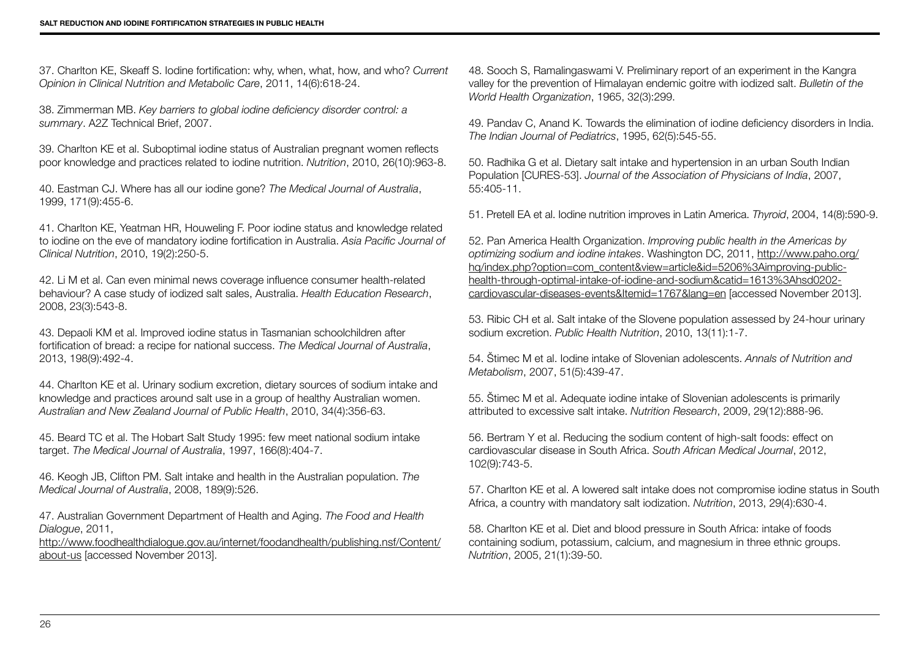37. Charlton KE, Skeaff S. Iodine fortification: why, when, what, how, and who? *Current Opinion in Clinical Nutrition and Metabolic Care*, 2011, 14(6):618-24.

38. Zimmerman MB. *Key barriers to global iodine deficiency disorder control: a summary*. A2Z Technical Brief, 2007.

39. Charlton KE et al. Suboptimal iodine status of Australian pregnant women reflects poor knowledge and practices related to iodine nutrition. *Nutrition*, 2010, 26(10):963-8.

40. Eastman CJ. Where has all our iodine gone? *The Medical Journal of Australia*, 1999, 171(9):455-6.

41. Charlton KE, Yeatman HR, Houweling F. Poor iodine status and knowledge related to iodine on the eve of mandatory iodine fortification in Australia. *Asia Pacific Journal of Clinical Nutrition*, 2010, 19(2):250-5.

42. Li M et al. Can even minimal news coverage influence consumer health-related behaviour? A case study of iodized salt sales, Australia. *Health Education Research*, 2008, 23(3):543-8.

43. Depaoli KM et al. Improved iodine status in Tasmanian schoolchildren after fortification of bread: a recipe for national success. *The Medical Journal of Australia*, 2013, 198(9):492-4.

44. Charlton KE et al. Urinary sodium excretion, dietary sources of sodium intake and knowledge and practices around salt use in a group of healthy Australian women. *Australian and New Zealand Journal of Public Health*, 2010, 34(4):356-63.

45. Beard TC et al. The Hobart Salt Study 1995: few meet national sodium intake target. *The Medical Journal of Australia*, 1997, 166(8):404-7.

46. Keogh JB, Clifton PM. Salt intake and health in the Australian population. *The Medical Journal of Australia*, 2008, 189(9):526.

47. Australian Government Department of Health and Aging. *The Food and Health Dialogue*, 2011, http://www.foodhealthdialogue.gov.au/internet/foodandhealth/publishing.nsf/Content/about-us [accessed November 2013].

48. Sooch S, Ramalingaswami V. Preliminary report of an experiment in the Kangra valley for the prevention of Himalayan endemic goitre with iodized salt. *Bulletin of the World Health Organization*, 1965, 32(3):299.

49. Pandav C, Anand K. Towards the elimination of iodine deficiency disorders in India. *The Indian Journal of Pediatrics*, 1995, 62(5):545-55.

50. Radhika G et al. Dietary salt intake and hypertension in an urban South Indian Population [CURES-53]. *Journal of the Association of Physicians of India*, 2007, 55:405-11.

51. Pretell EA et al. Iodine nutrition improves in Latin America. *Thyroid*, 2004, 14(8):590-9.

52. Pan America Health Organization. *Improving public health in the Americas by optimizing sodium and iodine intakes*. Washington DC, 2011, http://www.paho.org/hq/index.php?option=com_content&view=article&id=5206%3Aimproving-public-health-through-optimal-intake-of-iodine-and-sodium&catid=1613%3Ahsd0202-cardiovascular-diseases-events&Itemid=1767&lang=en [accessed November 2013].

53. Ribic CH et al. Salt intake of the Slovene population assessed by 24-hour urinary sodium excretion. *Public Health Nutrition*, 2010, 13(11):1-7.

54. Štimec M et al. Iodine intake of Slovenian adolescents. *Annals of Nutrition and Metabolism*, 2007, 51(5):439-47.

55. Štimec M et al. Adequate iodine intake of Slovenian adolescents is primarily attributed to excessive salt intake. *Nutrition Research*, 2009, 29(12):888-96.

56. Bertram Y et al. Reducing the sodium content of high-salt foods: effect on cardiovascular disease in South Africa. *South African Medical Journal*, 2012, 102(9):743-5.

57. Charlton KE et al. A lowered salt intake does not compromise iodine status in South Africa, a country with mandatory salt iodization. *Nutrition*, 2013, 29(4):630-4.

58. Charlton KE et al. Diet and blood pressure in South Africa: intake of foods containing sodium, potassium, calcium, and magnesium in three ethnic groups. *Nutrition*, 2005, 21(1):39-50.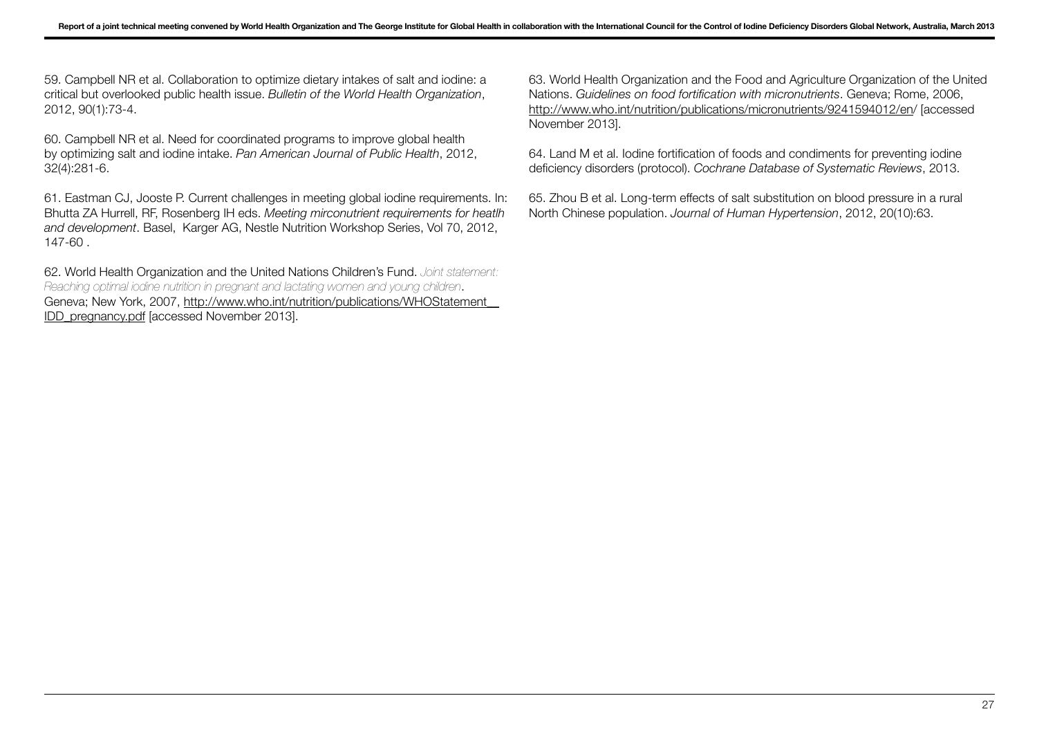59. Campbell NR et al. Collaboration to optimize dietary intakes of salt and iodine: a critical but overlooked public health issue. *Bulletin of the World Health Organization*, 2012, 90(1):73-4.

60. Campbell NR et al. Need for coordinated programs to improve global health by optimizing salt and iodine intake. *Pan American Journal of Public Health*, 2012, 32(4):281-6.

61. Eastman CJ, Jooste P. Current challenges in meeting global iodine requirements. In: Bhutta ZA Hurrell, RF, Rosenberg IH eds. *Meeting mirconutrient requirements for heatlh and development*. Basel, Karger AG, Nestle Nutrition Workshop Series, Vol 70, 2012, 147-60 .

62. World Health Organization and the United Nations Children's Fund. *Joint statement: Reaching optimal iodine nutrition in pregnant and lactating women and young children*. Geneva; New York, 2007, http://www.who.int/nutrition/publications/WHOStatement__IDD_pregnancy.pdf [accessed November 2013].

63. World Health Organization and the Food and Agriculture Organization of the United Nations. *Guidelines on food fortification with micronutrients*. Geneva; Rome, 2006, http://www.who.int/nutrition/publications/micronutrients/9241594012/en/ [accessed November 2013].

64. Land M et al. Iodine fortification of foods and condiments for preventing iodine deficiency disorders (protocol). *Cochrane Database of Systematic Reviews*, 2013.

65. Zhou B et al. Long-term effects of salt substitution on blood pressure in a rural North Chinese population. *Journal of Human Hypertension*, 2012, 20(10):63.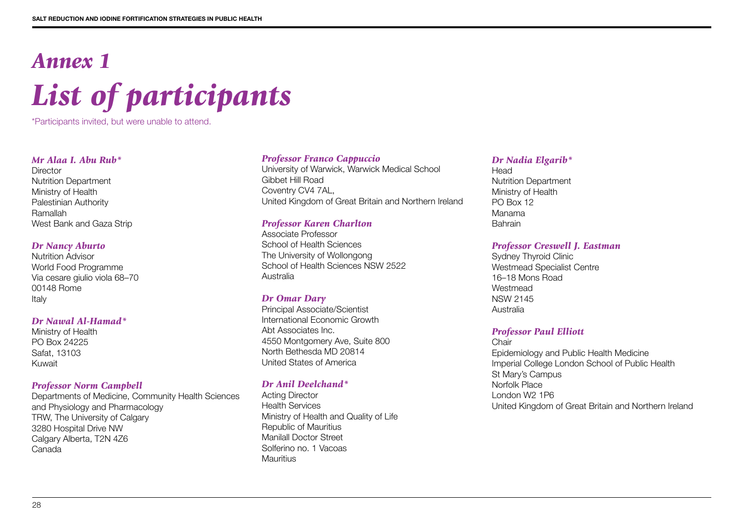# *Annex 1*
# *List of participants*

\*Participants invited, but were unable to attend.

***Mr Alaa I. Abu Rub****
Director
Nutrition Department
Ministry of Health
Palestinian Authority
Ramallah
West Bank and Gaza Strip

***Dr Nancy Aburto***
Nutrition Advisor
World Food Programme
Via cesare giulio viola 68–70
00148 Rome
Italy

***Dr Nawal Al-Hamad****
Ministry of Health
PO Box 24225
Safat, 13103
Kuwait

***Professor Norm Campbell***
Departments of Medicine, Community Health Sciences and Physiology and Pharmacology
TRW, The University of Calgary
3280 Hospital Drive NW
Calgary Alberta, T2N 4Z6
Canada

***Professor Franco Cappuccio***
University of Warwick, Warwick Medical School
Gibbet Hill Road
Coventry CV4 7AL,
United Kingdom of Great Britain and Northern Ireland

***Professor Karen Charlton***
Associate Professor
School of Health Sciences
The University of Wollongong
School of Health Sciences NSW 2522
Australia

***Dr Omar Dary***
Principal Associate/Scientist
International Economic Growth
Abt Associates Inc.
4550 Montgomery Ave, Suite 800
North Bethesda MD 20814
United States of America

***Dr Anil Deelchand****
Acting Director
Health Services
Ministry of Health and Quality of Life
Republic of Mauritius
Manilall Doctor Street
Solferino no. 1 Vacoas
Mauritius

***Dr Nadia Elgarib****
Head
Nutrition Department
Ministry of Health
PO Box 12
Manama
Bahrain

***Professor Creswell J. Eastman***
Sydney Thyroid Clinic
Westmead Specialist Centre
16–18 Mons Road
Westmead
NSW 2145
Australia

***Professor Paul Elliott***
Chair
Epidemiology and Public Health Medicine
Imperial College London School of Public Health
St Mary's Campus
Norfolk Place
London W2 1P6
United Kingdom of Great Britain and Northern Ireland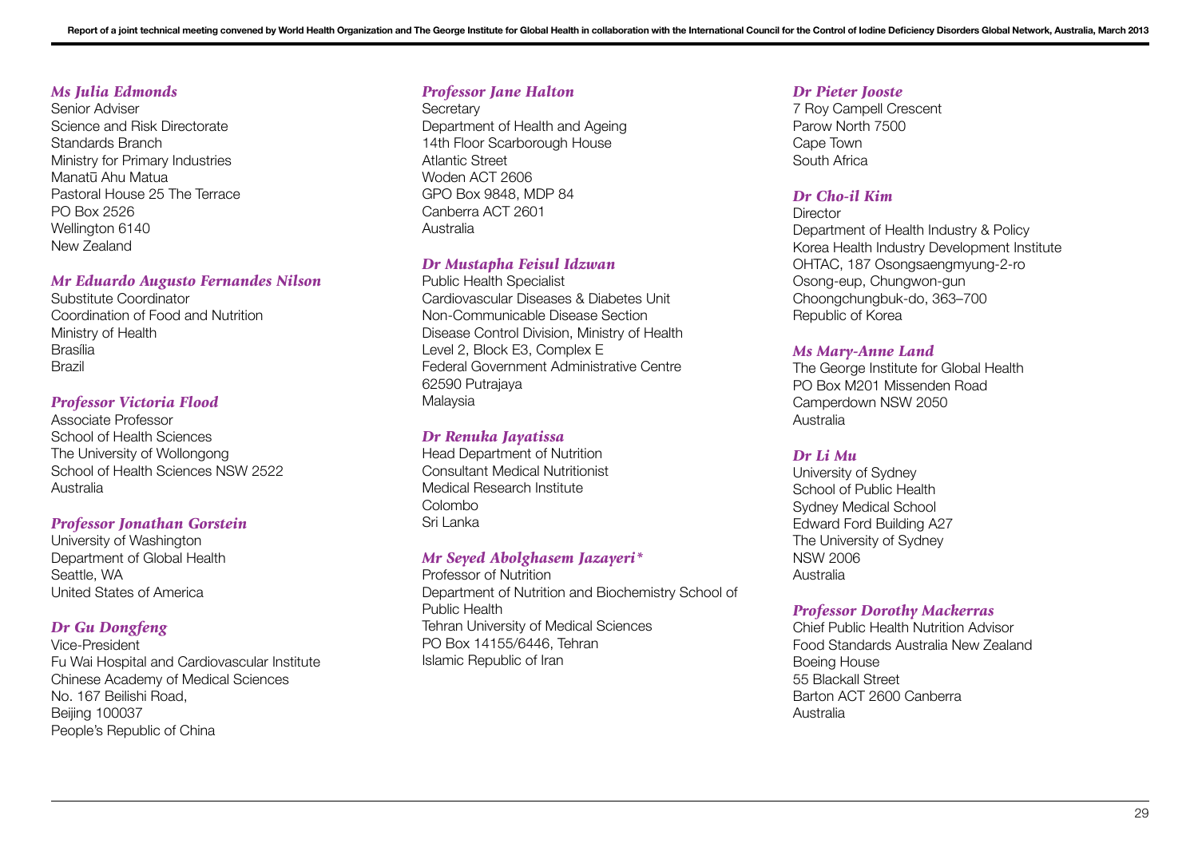*Ms Julia Edmonds*
Senior Adviser
Science and Risk Directorate
Standards Branch
Ministry for Primary Industries
Manatū Ahu Matua
Pastoral House 25 The Terrace
PO Box 2526
Wellington 6140
New Zealand

*Mr Eduardo Augusto Fernandes Nilson*
Substitute Coordinator
Coordination of Food and Nutrition
Ministry of Health
Brasília
Brazil

*Professor Victoria Flood*
Associate Professor
School of Health Sciences
The University of Wollongong
School of Health Sciences NSW 2522
Australia

*Professor Jonathan Gorstein*
University of Washington
Department of Global Health
Seattle, WA
United States of America

*Dr Gu Dongfeng*
Vice-President
Fu Wai Hospital and Cardiovascular Institute
Chinese Academy of Medical Sciences
No. 167 Beilishi Road,
Beijing 100037
People's Republic of China

*Professor Jane Halton*
Secretary
Department of Health and Ageing
14th Floor Scarborough House
Atlantic Street
Woden ACT 2606
GPO Box 9848, MDP 84
Canberra ACT 2601
Australia

*Dr Mustapha Feisul Idzwan*
Public Health Specialist
Cardiovascular Diseases & Diabetes Unit
Non-Communicable Disease Section
Disease Control Division, Ministry of Health
Level 2, Block E3, Complex E
Federal Government Administrative Centre
62590 Putrajaya
Malaysia

*Dr Renuka Jayatissa*
Head Department of Nutrition
Consultant Medical Nutritionist
Medical Research Institute
Colombo
Sri Lanka

*Mr Seyed Abolghasem Jazayeri**
Professor of Nutrition
Department of Nutrition and Biochemistry School of Public Health
Tehran University of Medical Sciences
PO Box 14155/6446, Tehran
Islamic Republic of Iran

*Dr Pieter Jooste*
7 Roy Campell Crescent
Parow North 7500
Cape Town
South Africa

*Dr Cho-il Kim*
Director
Department of Health Industry & Policy
Korea Health Industry Development Institute
OHTAC, 187 Osongsaengmyung-2-ro
Osong-eup, Chungwon-gun
Choongchungbuk-do, 363–700
Republic of Korea

*Ms Mary-Anne Land*
The George Institute for Global Health
PO Box M201 Missenden Road
Camperdown NSW 2050
Australia

*Dr Li Mu*
University of Sydney
School of Public Health
Sydney Medical School
Edward Ford Building A27
The University of Sydney
NSW 2006
Australia

*Professor Dorothy Mackerras*
Chief Public Health Nutrition Advisor
Food Standards Australia New Zealand
Boeing House
55 Blackall Street
Barton ACT 2600 Canberra
Australia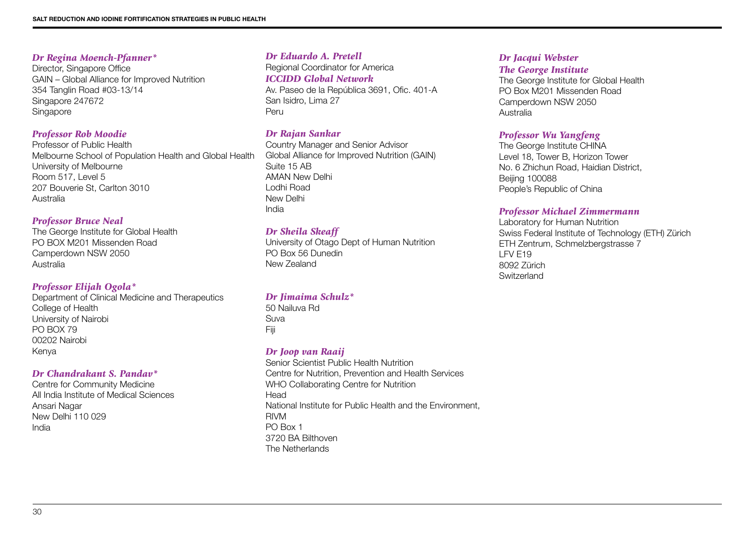*Dr Regina Moench-Pfanner**
Director, Singapore Office
GAIN – Global Alliance for Improved Nutrition
354 Tanglin Road #03-13/14
Singapore 247672
Singapore

*Professor Rob Moodie*
Professor of Public Health
Melbourne School of Population Health and Global Health
University of Melbourne
Room 517, Level 5
207 Bouverie St, Carlton 3010
Australia

*Professor Bruce Neal*
The George Institute for Global Health
PO BOX M201 Missenden Road
Camperdown NSW 2050
Australia

*Professor Elijah Ogola**
Department of Clinical Medicine and Therapeutics
College of Health
University of Nairobi
PO BOX 79
00202 Nairobi
Kenya

*Dr Chandrakant S. Pandav**
Centre for Community Medicine
All India Institute of Medical Sciences
Ansari Nagar
New Delhi 110 029
India

*Dr Eduardo A. Pretell*
Regional Coordinator for America
*ICCIDD Global Network*
Av. Paseo de la República 3691, Ofic. 401-A
San Isidro, Lima 27
Peru

*Dr Rajan Sankar*
Country Manager and Senior Advisor
Global Alliance for Improved Nutrition (GAIN)
Suite 15 AB
AMAN New Delhi
Lodhi Road
New Delhi
India

*Dr Sheila Skeaff*
University of Otago Dept of Human Nutrition
PO Box 56 Dunedin
New Zealand

*Dr Jimaima Schulz**
50 Nailuva Rd
Suva
Fiji

*Dr Joop van Raaij*
Senior Scientist Public Health Nutrition
Centre for Nutrition, Prevention and Health Services
WHO Collaborating Centre for Nutrition
Head
National Institute for Public Health and the Environment, RIVM
PO Box 1
3720 BA Bilthoven
The Netherlands

*Dr Jacqui Webster*
*The George Institute*
The George Institute for Global Health
PO Box M201 Missenden Road
Camperdown NSW 2050
Australia

*Professor Wu Yangfeng*
The George Institute CHINA
Level 18, Tower B, Horizon Tower
No. 6 Zhichun Road, Haidian District,
Beijing 100088
People's Republic of China

*Professor Michael Zimmermann*
Laboratory for Human Nutrition
Swiss Federal Institute of Technology (ETH) Zürich
ETH Zentrum, Schmelzbergstrasse 7
LFV E19
8092 Zürich
Switzerland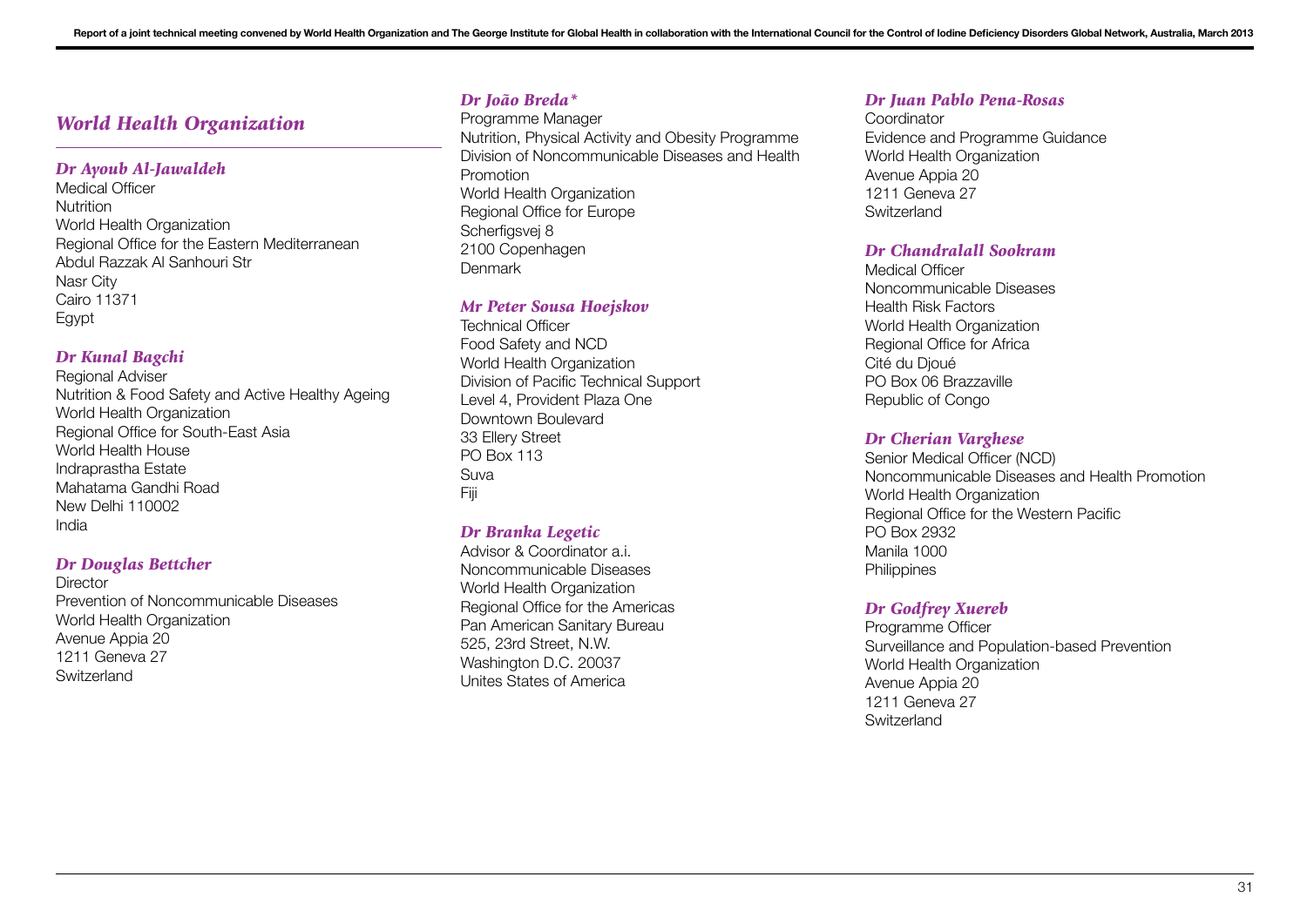## *World Health Organization*

### *Dr Ayoub Al-Jawaldeh*

Medical Officer
Nutrition
World Health Organization
Regional Office for the Eastern Mediterranean
Abdul Razzak Al Sanhouri Str
Nasr City
Cairo 11371
Egypt

### *Dr Kunal Bagchi*

Regional Adviser
Nutrition & Food Safety and Active Healthy Ageing
World Health Organization
Regional Office for South-East Asia
World Health House
Indraprastha Estate
Mahatama Gandhi Road
New Delhi 110002
India

### *Dr Douglas Bettcher*

Director
Prevention of Noncommunicable Diseases
World Health Organization
Avenue Appia 20
1211 Geneva 27
Switzerland

### *Dr João Breda\**

Programme Manager
Nutrition, Physical Activity and Obesity Programme
Division of Noncommunicable Diseases and Health Promotion
World Health Organization
Regional Office for Europe
Scherfigsvej 8
2100 Copenhagen
Denmark

### *Mr Peter Sousa Hoejskov*

Technical Officer
Food Safety and NCD
World Health Organization
Division of Pacific Technical Support
Level 4, Provident Plaza One
Downtown Boulevard
33 Ellery Street
PO Box 113
Suva
Fiji

### *Dr Branka Legetic*

Advisor & Coordinator a.i.
Noncommunicable Diseases
World Health Organization
Regional Office for the Americas
Pan American Sanitary Bureau
525, 23rd Street, N.W.
Washington D.C. 20037
Unites States of America

### *Dr Juan Pablo Pena-Rosas*

Coordinator
Evidence and Programme Guidance
World Health Organization
Avenue Appia 20
1211 Geneva 27
Switzerland

### *Dr Chandralall Sookram*

Medical Officer
Noncommunicable Diseases
Health Risk Factors
World Health Organization
Regional Office for Africa
Cité du Djoué
PO Box 06 Brazzaville
Republic of Congo

### *Dr Cherian Varghese*

Senior Medical Officer (NCD)
Noncommunicable Diseases and Health Promotion
World Health Organization
Regional Office for the Western Pacific
PO Box 2932
Manila 1000
Philippines

### *Dr Godfrey Xuereb*

Programme Officer
Surveillance and Population-based Prevention
World Health Organization
Avenue Appia 20
1211 Geneva 27
Switzerland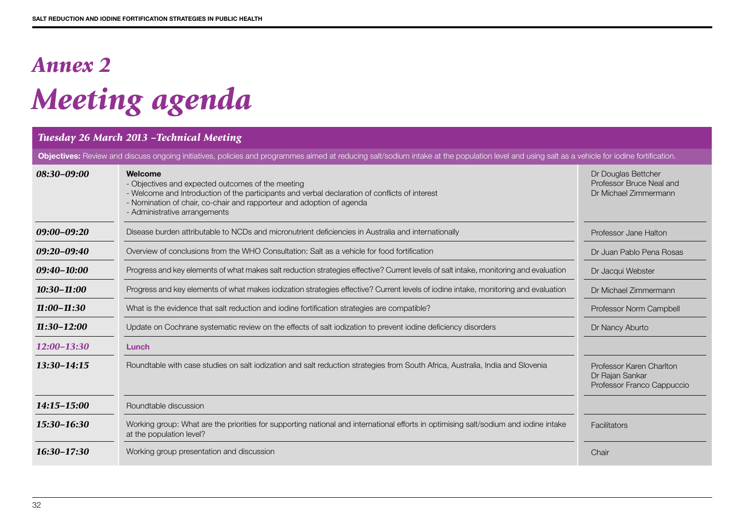# *Annex 2*

# *Meeting agenda*

## *Tuesday 26 March 2013 –Technical Meeting*

**Objectives:** Review and discuss ongoing initiatives, policies and programmes aimed at reducing salt/sodium intake at the population level and using salt as a vehicle for iodine fortification.

| Time | Session | Speaker(s) |
|---|---|---|
| *08:30–09:00* | **Welcome**<br>- Objectives and expected outcomes of the meeting<br>- Welcome and Introduction of the participants and verbal declaration of conflicts of interest<br>- Nomination of chair, co-chair and rapporteur and adoption of agenda<br>- Administrative arrangements | Dr Douglas Bettcher<br>Professor Bruce Neal and<br>Dr Michael Zimmermann |
| *09:00–09:20* | Disease burden attributable to NCDs and micronutrient deficiencies in Australia and internationally | Professor Jane Halton |
| *09:20–09:40* | Overview of conclusions from the WHO Consultation: Salt as a vehicle for food fortification | Dr Juan Pablo Pena Rosas |
| *09:40–10:00* | Progress and key elements of what makes salt reduction strategies effective? Current levels of salt intake, monitoring and evaluation | Dr Jacqui Webster |
| *10:30–11:00* | Progress and key elements of what makes iodization strategies effective? Current levels of iodine intake, monitoring and evaluation | Dr Michael Zimmermann |
| *11:00–11:30* | What is the evidence that salt reduction and iodine fortification strategies are compatible? | Professor Norm Campbell |
| *11:30–12:00* | Update on Cochrane systematic review on the effects of salt iodization to prevent iodine deficiency disorders | Dr Nancy Aburto |
| *12:00–13:30* | **Lunch** | |
| *13:30–14:15* | Roundtable with case studies on salt iodization and salt reduction strategies from South Africa, Australia, India and Slovenia | Professor Karen Charlton<br>Dr Rajan Sankar<br>Professor Franco Cappuccio |
| *14:15–15:00* | Roundtable discussion | |
| *15:30–16:30* | Working group: What are the priorities for supporting national and international efforts in optimising salt/sodium and iodine intake at the population level? | Facilitators |
| *16:30–17:30* | Working group presentation and discussion | Chair |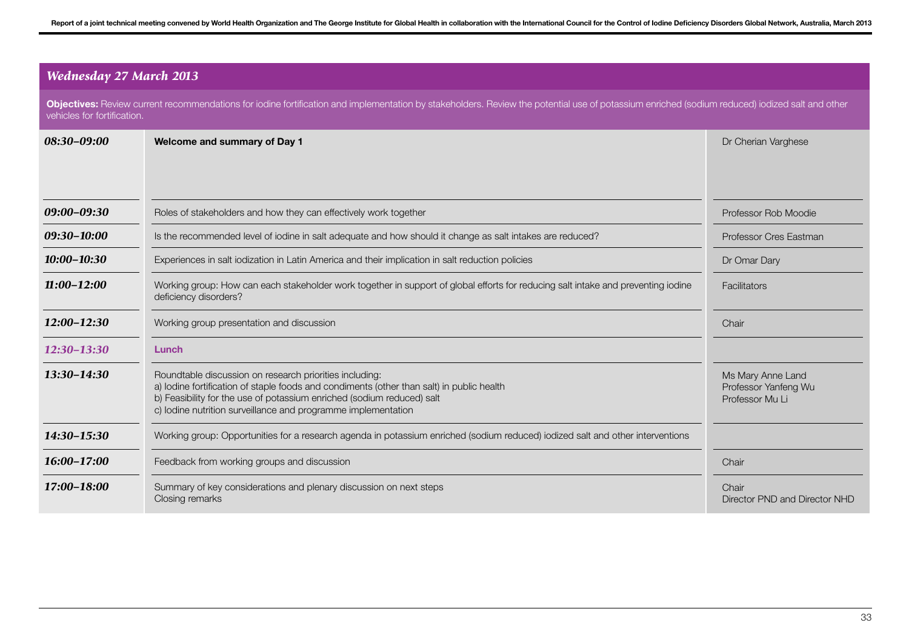## *Wednesday 27 March 2013*

**Objectives:** Review current recommendations for iodine fortification and implementation by stakeholders. Review the potential use of potassium enriched (sodium reduced) iodized salt and other vehicles for fortification.

| Time | Session | Speaker |
|---|---|---|
| *08:30–09:00* | **Welcome and summary of Day 1** | Dr Cherian Varghese |
| *09:00–09:30* | Roles of stakeholders and how they can effectively work together | Professor Rob Moodie |
| *09:30–10:00* | Is the recommended level of iodine in salt adequate and how should it change as salt intakes are reduced? | Professor Cres Eastman |
| *10:00–10:30* | Experiences in salt iodization in Latin America and their implication in salt reduction policies | Dr Omar Dary |
| *11:00–12:00* | Working group: How can each stakeholder work together in support of global efforts for reducing salt intake and preventing iodine deficiency disorders? | Facilitators |
| *12:00–12:30* | Working group presentation and discussion | Chair |
| *12:30–13:30* | **Lunch** | |
| *13:30–14:30* | Roundtable discussion on research priorities including:<br>a) Iodine fortification of staple foods and condiments (other than salt) in public health<br>b) Feasibility for the use of potassium enriched (sodium reduced) salt<br>c) Iodine nutrition surveillance and programme implementation | Ms Mary Anne Land<br>Professor Yanfeng Wu<br>Professor Mu Li |
| *14:30–15:30* | Working group: Opportunities for a research agenda in potassium enriched (sodium reduced) iodized salt and other interventions | |
| *16:00–17:00* | Feedback from working groups and discussion | Chair |
| *17:00–18:00* | Summary of key considerations and plenary discussion on next steps<br>Closing remarks | Chair<br>Director PND and Director NHD |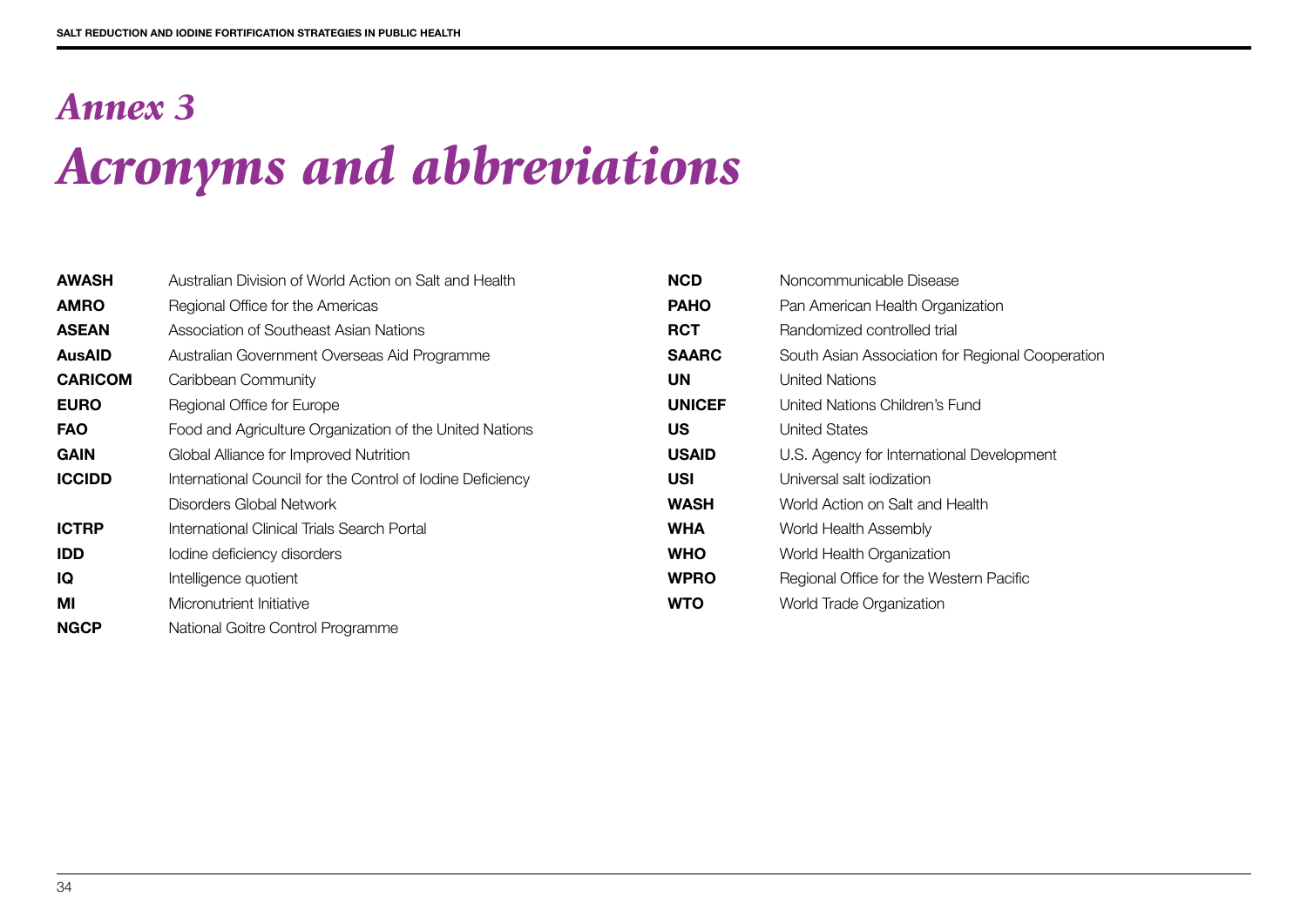# *Annex 3*
# *Acronyms and abbreviations*

**AWASH** Australian Division of World Action on Salt and Health
**AMRO** Regional Office for the Americas
**ASEAN** Association of Southeast Asian Nations
**AusAID** Australian Government Overseas Aid Programme
**CARICOM** Caribbean Community
**EURO** Regional Office for Europe
**FAO** Food and Agriculture Organization of the United Nations
**GAIN** Global Alliance for Improved Nutrition
**ICCIDD** International Council for the Control of Iodine Deficiency Disorders Global Network
**ICTRP** International Clinical Trials Search Portal
**IDD** Iodine deficiency disorders
**IQ** Intelligence quotient
**MI** Micronutrient Initiative
**NGCP** National Goitre Control Programme
**NCD** Noncommunicable Disease
**PAHO** Pan American Health Organization
**RCT** Randomized controlled trial
**SAARC** South Asian Association for Regional Cooperation
**UN** United Nations
**UNICEF** United Nations Children's Fund
**US** United States
**USAID** U.S. Agency for International Development
**USI** Universal salt iodization
**WASH** World Action on Salt and Health
**WHA** World Health Assembly
**WHO** World Health Organization
**WPRO** Regional Office for the Western Pacific
**WTO** World Trade Organization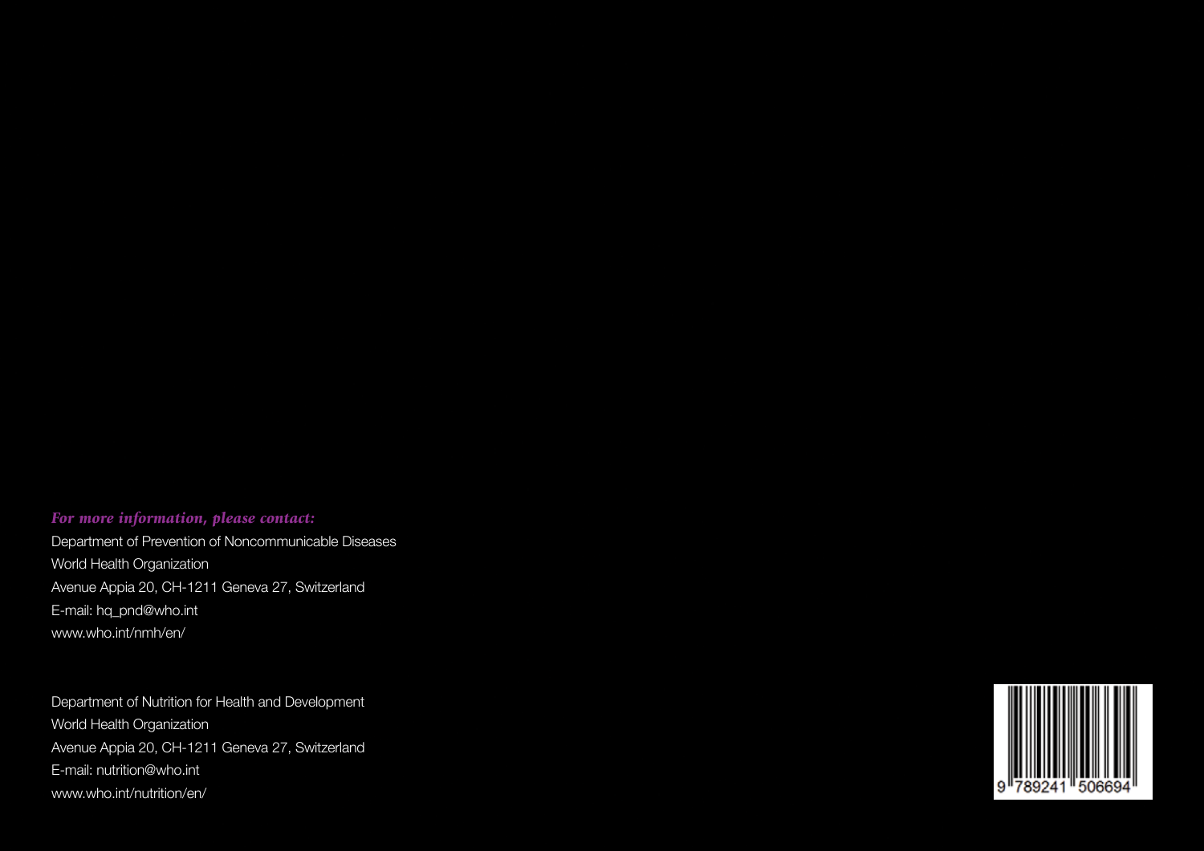*For more information, please contact:*

Department of Prevention of Noncommunicable Diseases
World Health Organization
Avenue Appia 20, CH-1211 Geneva 27, Switzerland
E-mail: hq_pnd@who.int
www.who.int/nmh/en/

Department of Nutrition for Health and Development
World Health Organization
Avenue Appia 20, CH-1211 Geneva 27, Switzerland
E-mail: nutrition@who.int
www.who.int/nutrition/en/

9 789241 506694